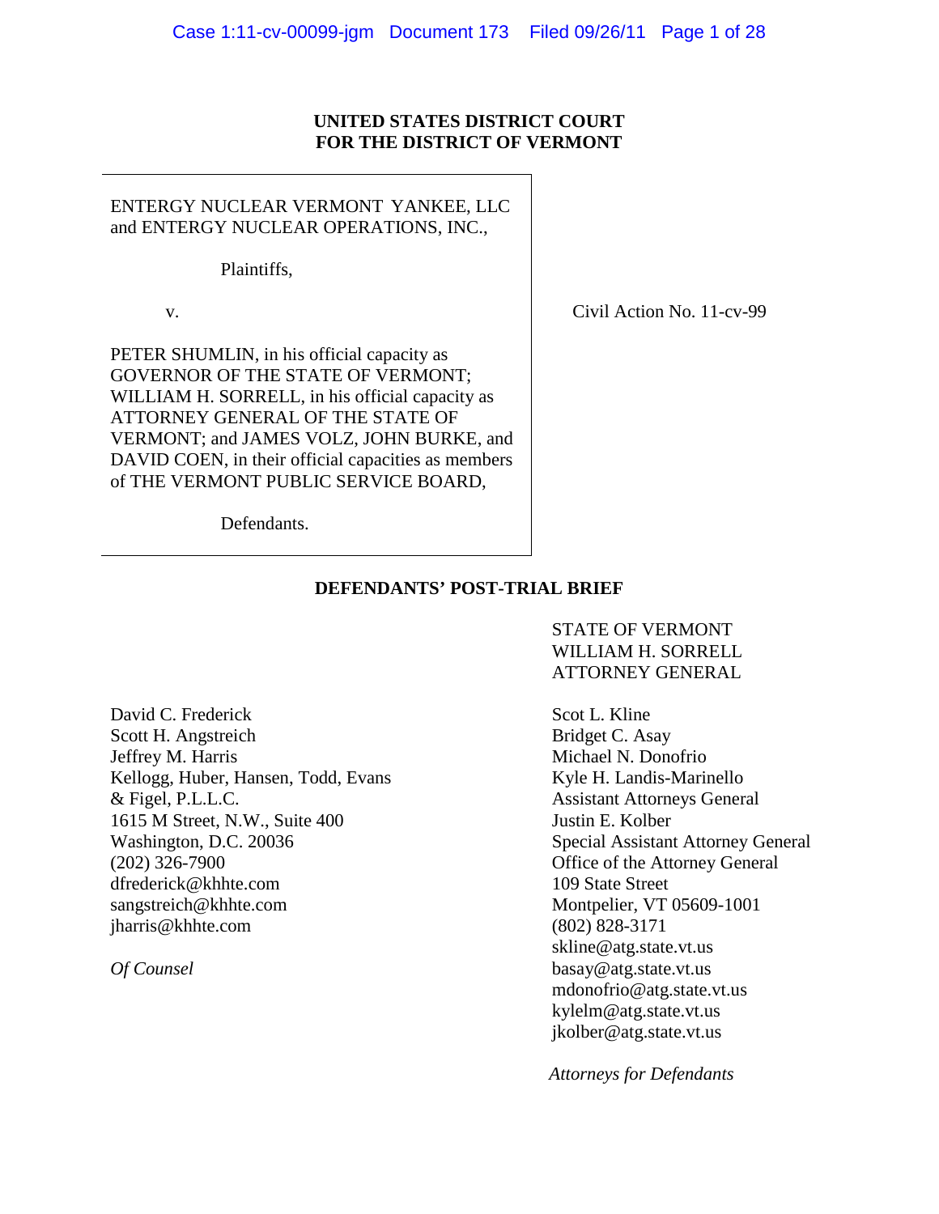**UNITED STATES DISTRICT COURT**
**FOR THE DISTRICT OF VERMONT**

ENTERGY NUCLEAR VERMONT YANKEE, LLC and ENTERGY NUCLEAR OPERATIONS, INC.,

Plaintiffs,

v.

PETER SHUMLIN, in his official capacity as GOVERNOR OF THE STATE OF VERMONT; WILLIAM H. SORRELL, in his official capacity as ATTORNEY GENERAL OF THE STATE OF VERMONT; and JAMES VOLZ, JOHN BURKE, and DAVID COEN, in their official capacities as members of THE VERMONT PUBLIC SERVICE BOARD,

Defendants.

Civil Action No. 11-cv-99

**DEFENDANTS' POST-TRIAL BRIEF**

STATE OF VERMONT
WILLIAM H. SORRELL
ATTORNEY GENERAL

David C. Frederick
Scott H. Angstreich
Jeffrey M. Harris
Kellogg, Huber, Hansen, Todd, Evans & Figel, P.L.L.C.
1615 M Street, N.W., Suite 400
Washington, D.C. 20036
(202) 326-7900
dfrederick@khhte.com
sangstreich@khhte.com
jharris@khhte.com

*Of Counsel*

Scot L. Kline
Bridget C. Asay
Michael N. Donofrio
Kyle H. Landis-Marinello
Assistant Attorneys General
Justin E. Kolber
Special Assistant Attorney General
Office of the Attorney General
109 State Street
Montpelier, VT 05609-1001
(802) 828-3171
skline@atg.state.vt.us
basay@atg.state.vt.us
mdonofrio@atg.state.vt.us
kylelm@atg.state.vt.us
jkolber@atg.state.vt.us

*Attorneys for Defendants*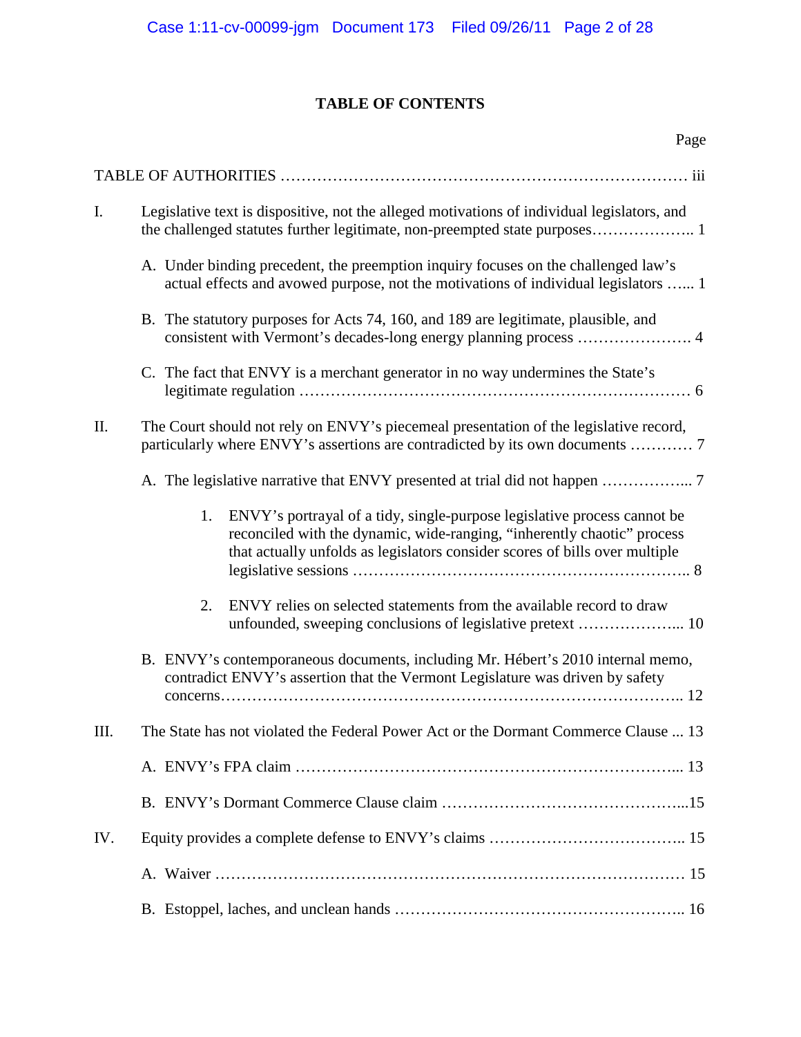# TABLE OF CONTENTS

Page

TABLE OF AUTHORITIES …………………………………………………………………… iii

I. Legislative text is dispositive, not the alleged motivations of individual legislators, and the challenged statutes further legitimate, non-preempted state purposes……………….. 1

  A. Under binding precedent, the preemption inquiry focuses on the challenged law's actual effects and avowed purpose, not the motivations of individual legislators …... 1

  B. The statutory purposes for Acts 74, 160, and 189 are legitimate, plausible, and consistent with Vermont's decades-long energy planning process …………………. 4

  C. The fact that ENVY is a merchant generator in no way undermines the State's legitimate regulation ……………………………………………………………… 6

II. The Court should not rely on ENVY's piecemeal presentation of the legislative record, particularly where ENVY's assertions are contradicted by its own documents ………… 7

  A. The legislative narrative that ENVY presented at trial did not happen ……………... 7

    1. ENVY's portrayal of a tidy, single-purpose legislative process cannot be reconciled with the dynamic, wide-ranging, "inherently chaotic" process that actually unfolds as legislators consider scores of bills over multiple legislative sessions ………………………………………………….. 8

    2. ENVY relies on selected statements from the available record to draw unfounded, sweeping conclusions of legislative pretext ………………... 10

  B. ENVY's contemporaneous documents, including Mr. Hébert's 2010 internal memo, contradict ENVY's assertion that the Vermont Legislature was driven by safety concerns…………………………………………………………………….. 12

III. The State has not violated the Federal Power Act or the Dormant Commerce Clause ... 13

  A. ENVY's FPA claim …………………………………………………………... 13

  B. ENVY's Dormant Commerce Clause claim …………………………………...15

IV. Equity provides a complete defense to ENVY's claims ……………………………….. 15

  A. Waiver ………………………………………………………………………… 15

  B. Estoppel, laches, and unclean hands ……………………………………………….. 16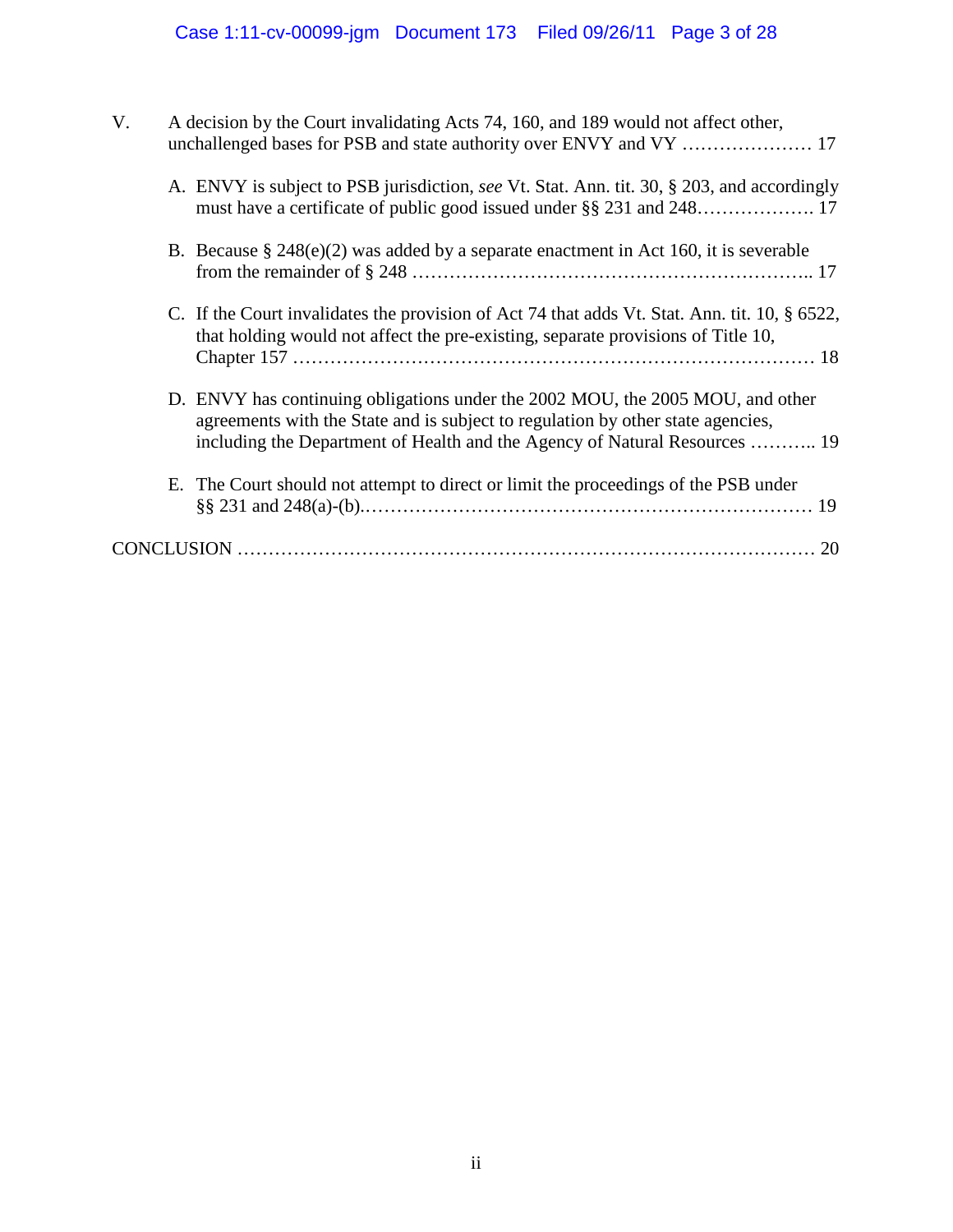V. A decision by the Court invalidating Acts 74, 160, and 189 would not affect other, unchallenged bases for PSB and state authority over ENVY and VY ..................... 17

- A. ENVY is subject to PSB jurisdiction, *see* Vt. Stat. Ann. tit. 30, § 203, and accordingly must have a certificate of public good issued under §§ 231 and 248.................. 17

- B. Because § 248(e)(2) was added by a separate enactment in Act 160, it is severable from the remainder of § 248 .............................................................. 17

- C. If the Court invalidates the provision of Act 74 that adds Vt. Stat. Ann. tit. 10, § 6522, that holding would not affect the pre-existing, separate provisions of Title 10, Chapter 157 ........................................................................ 18

- D. ENVY has continuing obligations under the 2002 MOU, the 2005 MOU, and other agreements with the State and is subject to regulation by other state agencies, including the Department of Health and the Agency of Natural Resources ........... 19

- E. The Court should not attempt to direct or limit the proceedings of the PSB under §§ 231 and 248(a)-(b)........................................................................ 19

CONCLUSION ........................................................................................ 20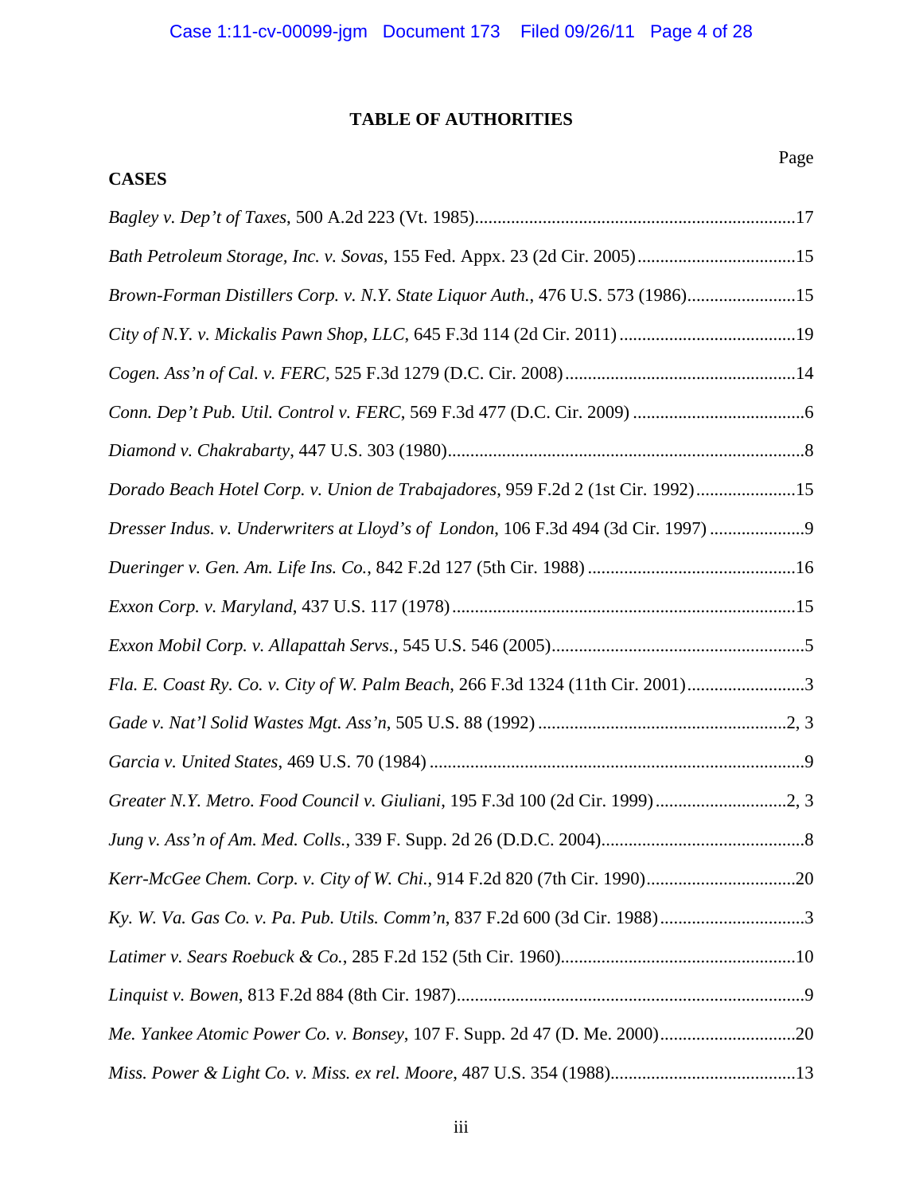# TABLE OF AUTHORITIES

Page

**CASES**

*Bagley v. Dep't of Taxes*, 500 A.2d 223 (Vt. 1985)........................................................................17

*Bath Petroleum Storage, Inc. v. Sovas*, 155 Fed. Appx. 23 (2d Cir. 2005)...................................15

*Brown-Forman Distillers Corp. v. N.Y. State Liquor Auth.*, 476 U.S. 573 (1986)........................15

*City of N.Y. v. Mickalis Pawn Shop, LLC*, 645 F.3d 114 (2d Cir. 2011).......................................19

*Cogen. Ass'n of Cal. v. FERC*, 525 F.3d 1279 (D.C. Cir. 2008)...................................................14

*Conn. Dep't Pub. Util. Control v. FERC*, 569 F.3d 477 (D.C. Cir. 2009).......................................6

*Diamond v. Chakrabarty*, 447 U.S. 303 (1980)................................................................................8

*Dorado Beach Hotel Corp. v. Union de Trabajadores*, 959 F.2d 2 (1st Cir. 1992)......................15

*Dresser Indus. v. Underwriters at Lloyd's of London*, 106 F.3d 494 (3d Cir. 1997).....................9

*Dueringer v. Gen. Am. Life Ins. Co.*, 842 F.2d 127 (5th Cir. 1988)..............................................16

*Exxon Corp. v. Maryland*, 437 U.S. 117 (1978)............................................................................15

*Exxon Mobil Corp. v. Allapattah Servs.*, 545 U.S. 546 (2005)........................................................5

*Fla. E. Coast Ry. Co. v. City of W. Palm Beach*, 266 F.3d 1324 (11th Cir. 2001)..........................3

*Gade v. Nat'l Solid Wastes Mgt. Ass'n*, 505 U.S. 88 (1992).......................................................2, 3

*Garcia v. United States*, 469 U.S. 70 (1984)....................................................................................9

*Greater N.Y. Metro. Food Council v. Giuliani*, 195 F.3d 100 (2d Cir. 1999).............................2, 3

*Jung v. Ass'n of Am. Med. Colls.*, 339 F. Supp. 2d 26 (D.D.C. 2004).............................................8

*Kerr-McGee Chem. Corp. v. City of W. Chi.*, 914 F.2d 820 (7th Cir. 1990).................................20

*Ky. W. Va. Gas Co. v. Pa. Pub. Utils. Comm'n*, 837 F.2d 600 (3d Cir. 1988)................................3

*Latimer v. Sears Roebuck & Co.*, 285 F.2d 152 (5th Cir. 1960)....................................................10

*Linquist v. Bowen*, 813 F.2d 884 (8th Cir. 1987).............................................................................9

*Me. Yankee Atomic Power Co. v. Bonsey*, 107 F. Supp. 2d 47 (D. Me. 2000)..............................20

*Miss. Power & Light Co. v. Miss. ex rel. Moore*, 487 U.S. 354 (1988).........................................13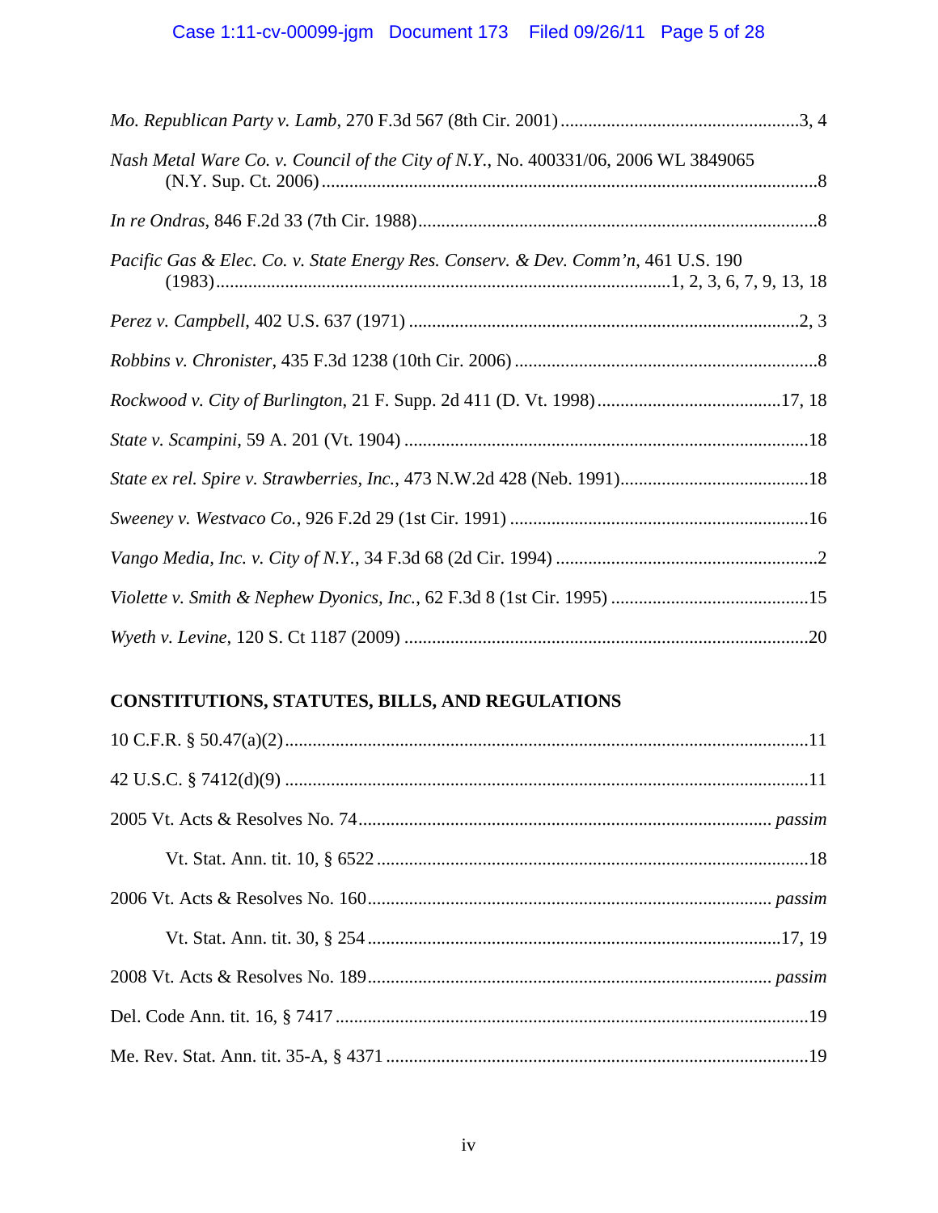*Mo. Republican Party v. Lamb*, 270 F.3d 567 (8th Cir. 2001) ....................................................3, 4

*Nash Metal Ware Co. v. Council of the City of N.Y.*, No. 400331/06, 2006 WL 3849065 (N.Y. Sup. Ct. 2006) ...........................................................................................................8

*In re Ondras*, 846 F.2d 33 (7th Cir. 1988).......................................................................................8

*Pacific Gas & Elec. Co. v. State Energy Res. Conserv. & Dev. Comm'n*, 461 U.S. 190 (1983)..................................................................................................1, 2, 3, 6, 7, 9, 13, 18

*Perez v. Campbell*, 402 U.S. 637 (1971) ......................................................................................2, 3

*Robbins v. Chronister*, 435 F.3d 1238 (10th Cir. 2006) ..................................................................8

*Rockwood v. City of Burlington*, 21 F. Supp. 2d 411 (D. Vt. 1998)........................................17, 18

*State v. Scampini*, 59 A. 201 (Vt. 1904) ........................................................................................18

*State ex rel. Spire v. Strawberries, Inc.*, 473 N.W.2d 428 (Neb. 1991).........................................18

*Sweeney v. Westvaco Co.*, 926 F.2d 29 (1st Cir. 1991) .................................................................16

*Vango Media, Inc. v. City of N.Y.*, 34 F.3d 68 (2d Cir. 1994) .........................................................2

*Violette v. Smith & Nephew Dyonics, Inc.*, 62 F.3d 8 (1st Cir. 1995) ...........................................15

*Wyeth v. Levine*, 120 S. Ct 1187 (2009) .......................................................................................20

**CONSTITUTIONS, STATUTES, BILLS, AND REGULATIONS**

10 C.F.R. § 50.47(a)(2).................................................................................................................11

42 U.S.C. § 7412(d)(9) .................................................................................................................11

2005 Vt. Acts & Resolves No. 74......................................................................................... *passim*

Vt. Stat. Ann. tit. 10, § 6522 .............................................................................................18

2006 Vt. Acts & Resolves No. 160....................................................................................... *passim*

Vt. Stat. Ann. tit. 30, § 254 .........................................................................................17, 19

2008 Vt. Acts & Resolves No. 189....................................................................................... *passim*

Del. Code Ann. tit. 16, § 7417 ......................................................................................................19

Me. Rev. Stat. Ann. tit. 35-A, § 4371 ...........................................................................................19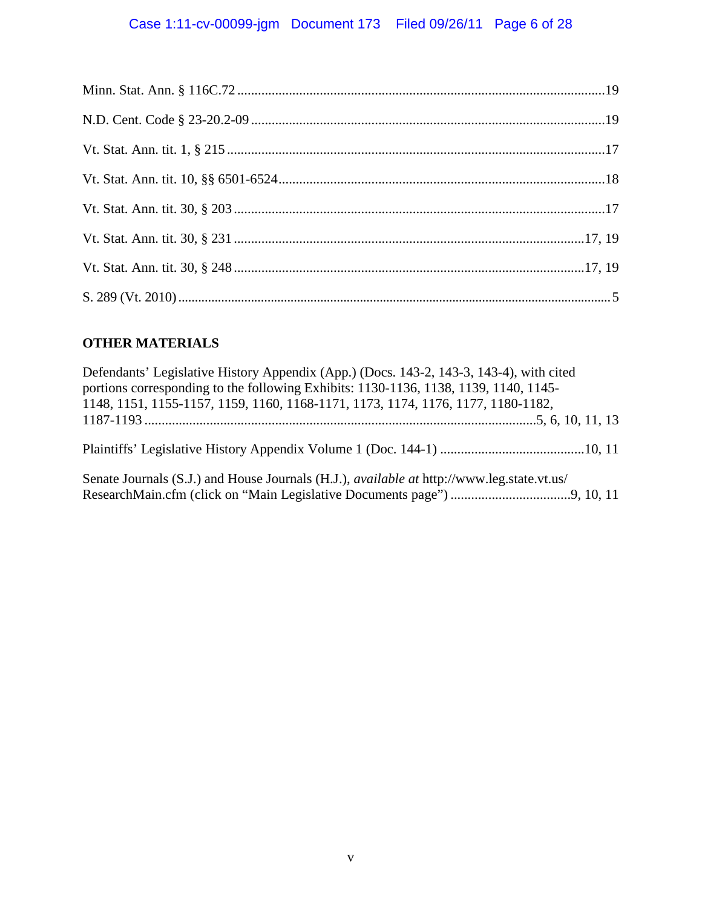Minn. Stat. Ann. § 116C.72 ..........................................................................................................19

N.D. Cent. Code § 23-20.2-09 .......................................................................................................19

Vt. Stat. Ann. tit. 1, § 215 .............................................................................................................17

Vt. Stat. Ann. tit. 10, §§ 6501-6524..............................................................................................18

Vt. Stat. Ann. tit. 30, § 203 ...........................................................................................................17

Vt. Stat. Ann. tit. 30, § 231 .....................................................................................................17, 19

Vt. Stat. Ann. tit. 30, § 248 .....................................................................................................17, 19

S. 289 (Vt. 2010) ............................................................................................................................5

**OTHER MATERIALS**

Defendants' Legislative History Appendix (App.) (Docs. 143-2, 143-3, 143-4), with cited portions corresponding to the following Exhibits: 1130-1136, 1138, 1139, 1140, 1145-1148, 1151, 1155-1157, 1159, 1160, 1168-1171, 1173, 1174, 1176, 1177, 1180-1182, 1187-1193 ..................................................................................................................5, 6, 10, 11, 13

Plaintiffs' Legislative History Appendix Volume 1 (Doc. 144-1) ..........................................10, 11

Senate Journals (S.J.) and House Journals (H.J.), *available at* http://www.leg.state.vt.us/ResearchMain.cfm (click on "Main Legislative Documents page") ..................................9, 10, 11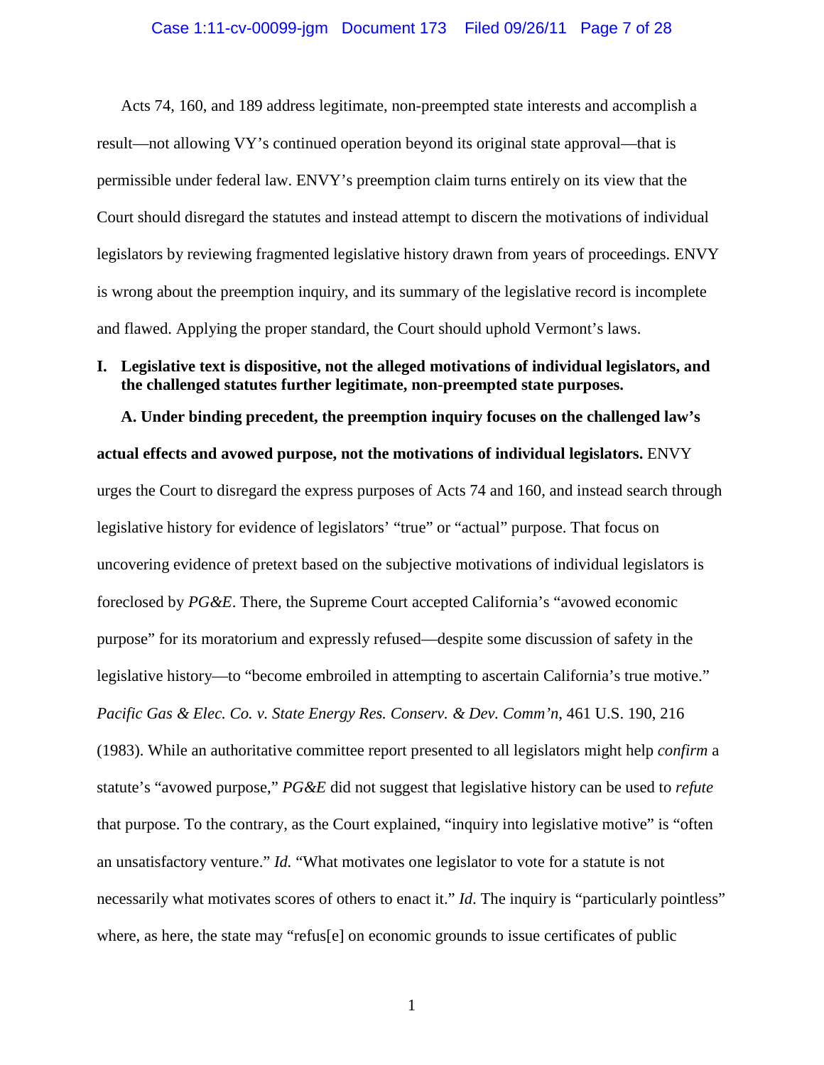Acts 74, 160, and 189 address legitimate, non-preempted state interests and accomplish a result—not allowing VY's continued operation beyond its original state approval—that is permissible under federal law. ENVY's preemption claim turns entirely on its view that the Court should disregard the statutes and instead attempt to discern the motivations of individual legislators by reviewing fragmented legislative history drawn from years of proceedings. ENVY is wrong about the preemption inquiry, and its summary of the legislative record is incomplete and flawed. Applying the proper standard, the Court should uphold Vermont's laws.

## I. Legislative text is dispositive, not the alleged motivations of individual legislators, and the challenged statutes further legitimate, non-preempted state purposes.

**A. Under binding precedent, the preemption inquiry focuses on the challenged law's actual effects and avowed purpose, not the motivations of individual legislators.** ENVY urges the Court to disregard the express purposes of Acts 74 and 160, and instead search through legislative history for evidence of legislators' "true" or "actual" purpose. That focus on uncovering evidence of pretext based on the subjective motivations of individual legislators is foreclosed by *PG&E*. There, the Supreme Court accepted California's "avowed economic purpose" for its moratorium and expressly refused—despite some discussion of safety in the legislative history—to "become embroiled in attempting to ascertain California's true motive." *Pacific Gas & Elec. Co. v. State Energy Res. Conserv. & Dev. Comm'n*, 461 U.S. 190, 216 (1983). While an authoritative committee report presented to all legislators might help *confirm* a statute's "avowed purpose," *PG&E* did not suggest that legislative history can be used to *refute* that purpose. To the contrary, as the Court explained, "inquiry into legislative motive" is "often an unsatisfactory venture." *Id.* "What motivates one legislator to vote for a statute is not necessarily what motivates scores of others to enact it." *Id*. The inquiry is "particularly pointless" where, as here, the state may "refus[e] on economic grounds to issue certificates of public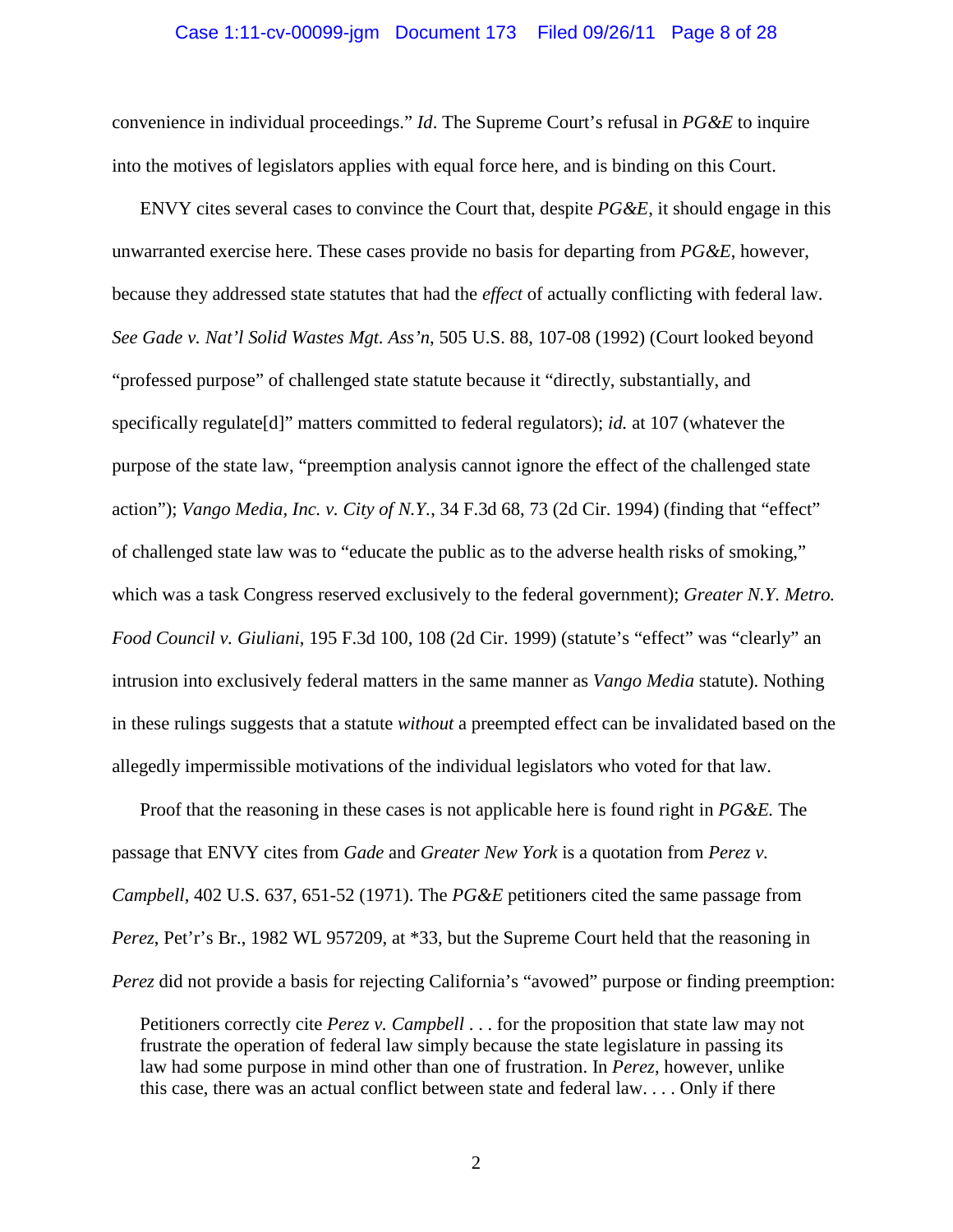convenience in individual proceedings." *Id*. The Supreme Court's refusal in *PG&E* to inquire into the motives of legislators applies with equal force here, and is binding on this Court.

ENVY cites several cases to convince the Court that, despite *PG&E*, it should engage in this unwarranted exercise here. These cases provide no basis for departing from *PG&E*, however, because they addressed state statutes that had the *effect* of actually conflicting with federal law. *See Gade v. Nat'l Solid Wastes Mgt. Ass'n*, 505 U.S. 88, 107-08 (1992) (Court looked beyond "professed purpose" of challenged state statute because it "directly, substantially, and specifically regulate[d]" matters committed to federal regulators); *id.* at 107 (whatever the purpose of the state law, "preemption analysis cannot ignore the effect of the challenged state action"); *Vango Media, Inc. v. City of N.Y.*, 34 F.3d 68, 73 (2d Cir. 1994) (finding that "effect" of challenged state law was to "educate the public as to the adverse health risks of smoking," which was a task Congress reserved exclusively to the federal government); *Greater N.Y. Metro. Food Council v. Giuliani*, 195 F.3d 100, 108 (2d Cir. 1999) (statute's "effect" was "clearly" an intrusion into exclusively federal matters in the same manner as *Vango Media* statute). Nothing in these rulings suggests that a statute *without* a preempted effect can be invalidated based on the allegedly impermissible motivations of the individual legislators who voted for that law.

Proof that the reasoning in these cases is not applicable here is found right in *PG&E.* The passage that ENVY cites from *Gade* and *Greater New York* is a quotation from *Perez v. Campbell*, 402 U.S. 637, 651-52 (1971). The *PG&E* petitioners cited the same passage from *Perez*, Pet'r's Br., 1982 WL 957209, at *33, but the Supreme Court held that the reasoning in *Perez* did not provide a basis for rejecting California's "avowed" purpose or finding preemption:

> Petitioners correctly cite *Perez v. Campbell* . . . for the proposition that state law may not frustrate the operation of federal law simply because the state legislature in passing its law had some purpose in mind other than one of frustration. In *Perez*, however, unlike this case, there was an actual conflict between state and federal law. . . . Only if there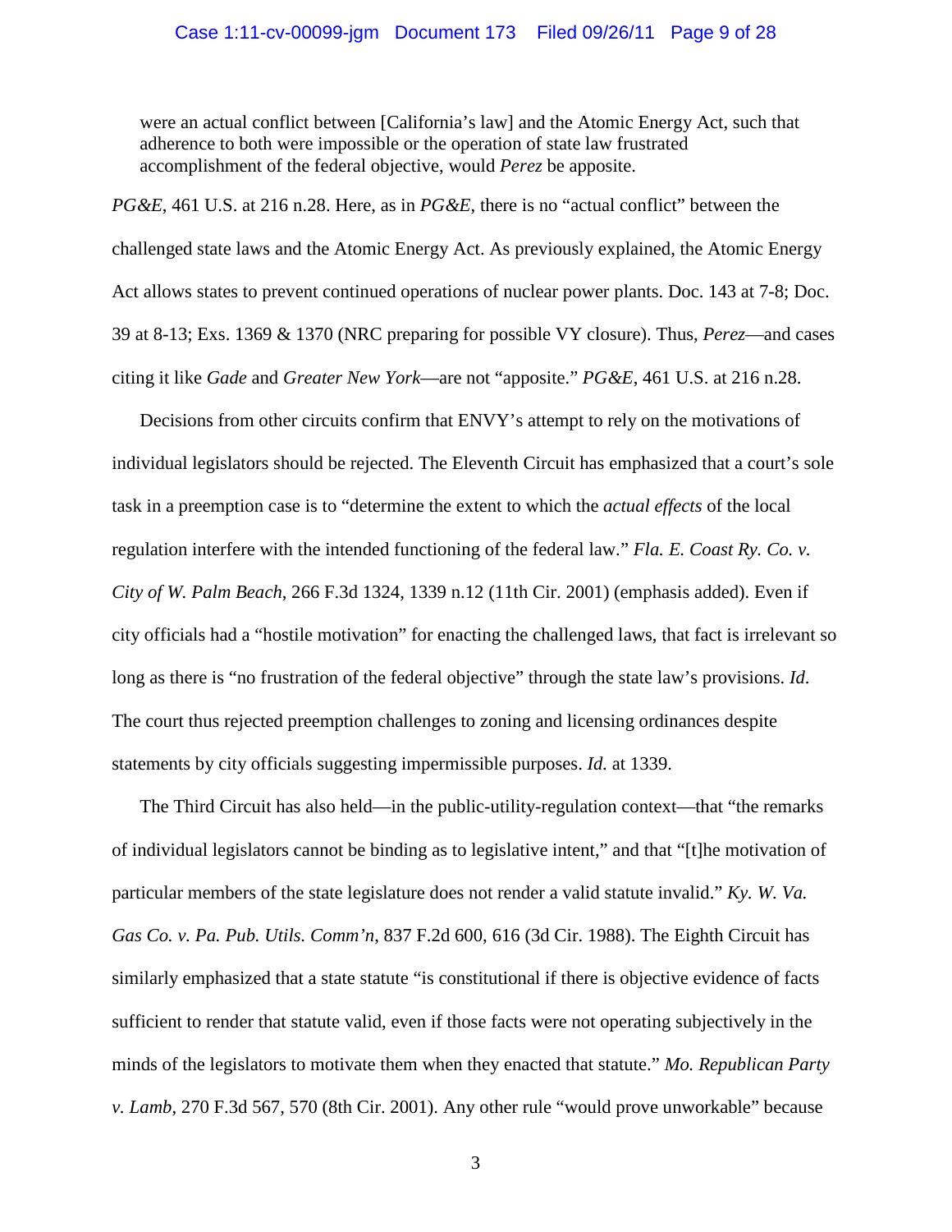> were an actual conflict between [California's law] and the Atomic Energy Act, such that adherence to both were impossible or the operation of state law frustrated accomplishment of the federal objective, would *Perez* be apposite.

*PG&E*, 461 U.S. at 216 n.28. Here, as in *PG&E*, there is no "actual conflict" between the challenged state laws and the Atomic Energy Act. As previously explained, the Atomic Energy Act allows states to prevent continued operations of nuclear power plants. Doc. 143 at 7-8; Doc. 39 at 8-13; Exs. 1369 & 1370 (NRC preparing for possible VY closure). Thus, *Perez*—and cases citing it like *Gade* and *Greater New York*—are not "apposite." *PG&E*, 461 U.S. at 216 n.28.

Decisions from other circuits confirm that ENVY's attempt to rely on the motivations of individual legislators should be rejected. The Eleventh Circuit has emphasized that a court's sole task in a preemption case is to "determine the extent to which the *actual effects* of the local regulation interfere with the intended functioning of the federal law." *Fla. E. Coast Ry. Co. v. City of W. Palm Beach*, 266 F.3d 1324, 1339 n.12 (11th Cir. 2001) (emphasis added). Even if city officials had a "hostile motivation" for enacting the challenged laws, that fact is irrelevant so long as there is "no frustration of the federal objective" through the state law's provisions. *Id.* The court thus rejected preemption challenges to zoning and licensing ordinances despite statements by city officials suggesting impermissible purposes. *Id.* at 1339.

The Third Circuit has also held—in the public-utility-regulation context—that "the remarks of individual legislators cannot be binding as to legislative intent," and that "[t]he motivation of particular members of the state legislature does not render a valid statute invalid." *Ky. W. Va. Gas Co. v. Pa. Pub. Utils. Comm'n*, 837 F.2d 600, 616 (3d Cir. 1988). The Eighth Circuit has similarly emphasized that a state statute "is constitutional if there is objective evidence of facts sufficient to render that statute valid, even if those facts were not operating subjectively in the minds of the legislators to motivate them when they enacted that statute." *Mo. Republican Party v. Lamb*, 270 F.3d 567, 570 (8th Cir. 2001). Any other rule "would prove unworkable" because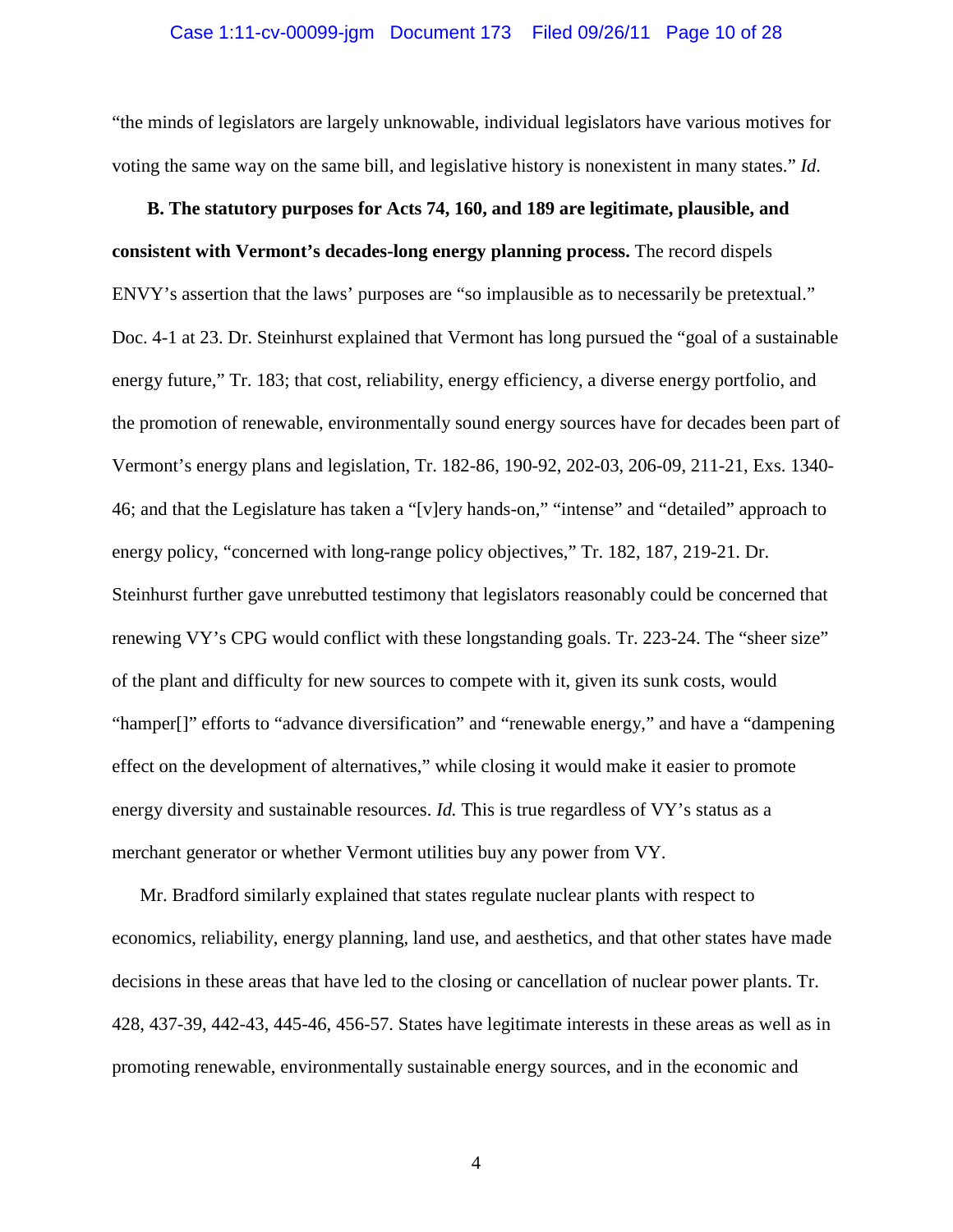"the minds of legislators are largely unknowable, individual legislators have various motives for voting the same way on the same bill, and legislative history is nonexistent in many states." *Id*.

**B. The statutory purposes for Acts 74, 160, and 189 are legitimate, plausible, and consistent with Vermont's decades-long energy planning process.** The record dispels ENVY's assertion that the laws' purposes are "so implausible as to necessarily be pretextual." Doc. 4-1 at 23. Dr. Steinhurst explained that Vermont has long pursued the "goal of a sustainable energy future," Tr. 183; that cost, reliability, energy efficiency, a diverse energy portfolio, and the promotion of renewable, environmentally sound energy sources have for decades been part of Vermont's energy plans and legislation, Tr. 182-86, 190-92, 202-03, 206-09, 211-21, Exs. 1340-46; and that the Legislature has taken a "[v]ery hands-on," "intense" and "detailed" approach to energy policy, "concerned with long-range policy objectives," Tr. 182, 187, 219-21. Dr. Steinhurst further gave unrebutted testimony that legislators reasonably could be concerned that renewing VY's CPG would conflict with these longstanding goals. Tr. 223-24. The "sheer size" of the plant and difficulty for new sources to compete with it, given its sunk costs, would "hamper[]" efforts to "advance diversification" and "renewable energy," and have a "dampening effect on the development of alternatives," while closing it would make it easier to promote energy diversity and sustainable resources. *Id.* This is true regardless of VY's status as a merchant generator or whether Vermont utilities buy any power from VY.

Mr. Bradford similarly explained that states regulate nuclear plants with respect to economics, reliability, energy planning, land use, and aesthetics, and that other states have made decisions in these areas that have led to the closing or cancellation of nuclear power plants. Tr. 428, 437-39, 442-43, 445-46, 456-57. States have legitimate interests in these areas as well as in promoting renewable, environmentally sustainable energy sources, and in the economic and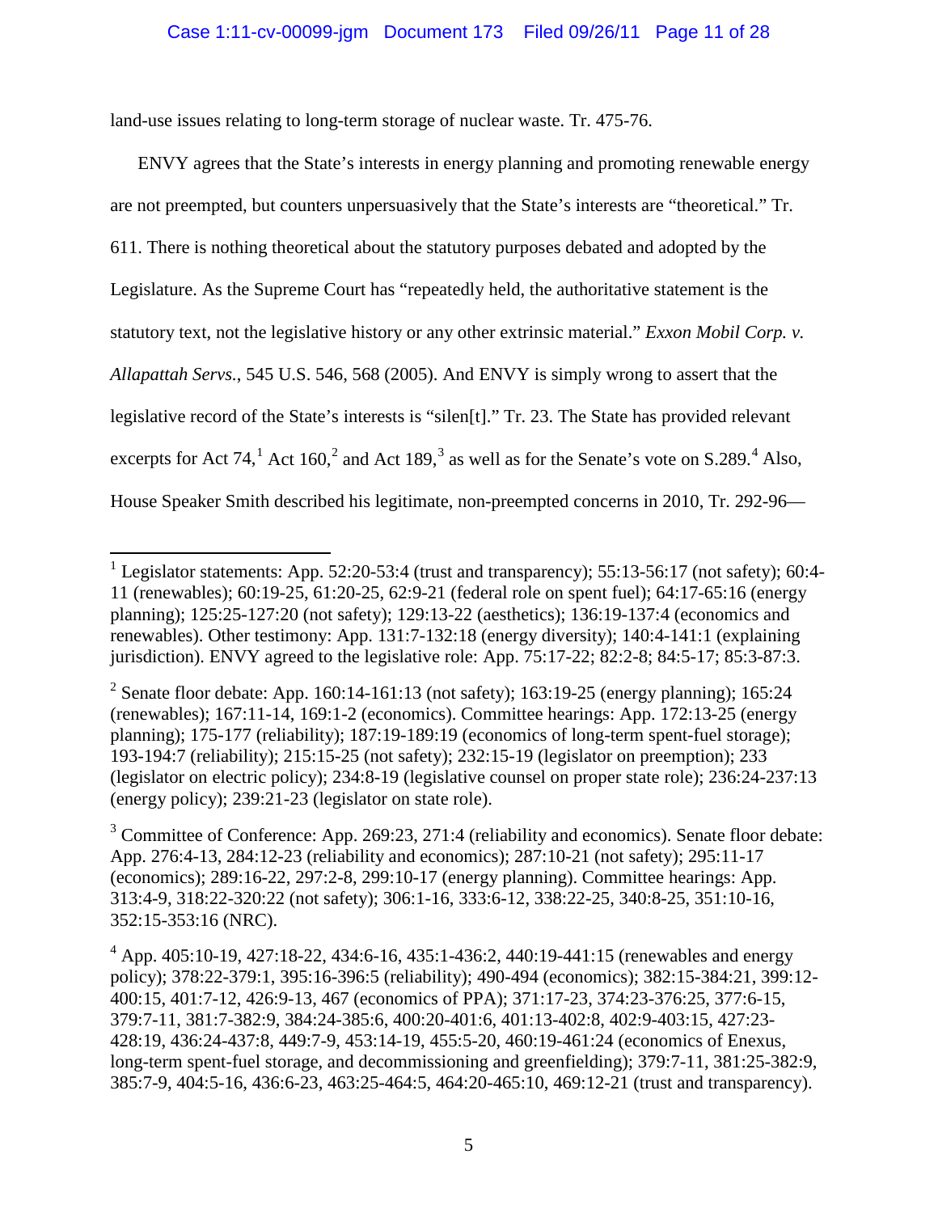land-use issues relating to long-term storage of nuclear waste. Tr. 475-76.

ENVY agrees that the State's interests in energy planning and promoting renewable energy are not preempted, but counters unpersuasively that the State's interests are "theoretical." Tr. 611. There is nothing theoretical about the statutory purposes debated and adopted by the Legislature. As the Supreme Court has "repeatedly held, the authoritative statement is the statutory text, not the legislative history or any other extrinsic material." *Exxon Mobil Corp. v. Allapattah Servs.*, 545 U.S. 546, 568 (2005). And ENVY is simply wrong to assert that the legislative record of the State's interests is "silen[t]." Tr. 23. The State has provided relevant excerpts for Act 74,[1] Act 160,[2] and Act 189,[3] as well as for the Senate's vote on S.289.[4] Also, House Speaker Smith described his legitimate, non-preempted concerns in 2010, Tr. 292-96—

---

[1] Legislator statements: App. 52:20-53:4 (trust and transparency); 55:13-56:17 (not safety); 60:4-11 (renewables); 60:19-25, 61:20-25, 62:9-21 (federal role on spent fuel); 64:17-65:16 (energy planning); 125:25-127:20 (not safety); 129:13-22 (aesthetics); 136:19-137:4 (economics and renewables). Other testimony: App. 131:7-132:18 (energy diversity); 140:4-141:1 (explaining jurisdiction). ENVY agreed to the legislative role: App. 75:17-22; 82:2-8; 84:5-17; 85:3-87:3.

[2] Senate floor debate: App. 160:14-161:13 (not safety); 163:19-25 (energy planning); 165:24 (renewables); 167:11-14, 169:1-2 (economics). Committee hearings: App. 172:13-25 (energy planning); 175-177 (reliability); 187:19-189:19 (economics of long-term spent-fuel storage); 193-194:7 (reliability); 215:15-25 (not safety); 232:15-19 (legislator on preemption); 233 (legislator on electric policy); 234:8-19 (legislative counsel on proper state role); 236:24-237:13 (energy policy); 239:21-23 (legislator on state role).

[3] Committee of Conference: App. 269:23, 271:4 (reliability and economics). Senate floor debate: App. 276:4-13, 284:12-23 (reliability and economics); 287:10-21 (not safety); 295:11-17 (economics); 289:16-22, 297:2-8, 299:10-17 (energy planning). Committee hearings: App. 313:4-9, 318:22-320:22 (not safety); 306:1-16, 333:6-12, 338:22-25, 340:8-25, 351:10-16, 352:15-353:16 (NRC).

[4] App. 405:10-19, 427:18-22, 434:6-16, 435:1-436:2, 440:19-441:15 (renewables and energy policy); 378:22-379:1, 395:16-396:5 (reliability); 490-494 (economics); 382:15-384:21, 399:12-400:15, 401:7-12, 426:9-13, 467 (economics of PPA); 371:17-23, 374:23-376:25, 377:6-15, 379:7-11, 381:7-382:9, 384:24-385:6, 400:20-401:6, 401:13-402:8, 402:9-403:15, 427:23-428:19, 436:24-437:8, 449:7-9, 453:14-19, 455:5-20, 460:19-461:24 (economics of Enexus, long-term spent-fuel storage, and decommissioning and greenfielding); 379:7-11, 381:25-382:9, 385:7-9, 404:5-16, 436:6-23, 463:25-464:5, 464:20-465:10, 469:12-21 (trust and transparency).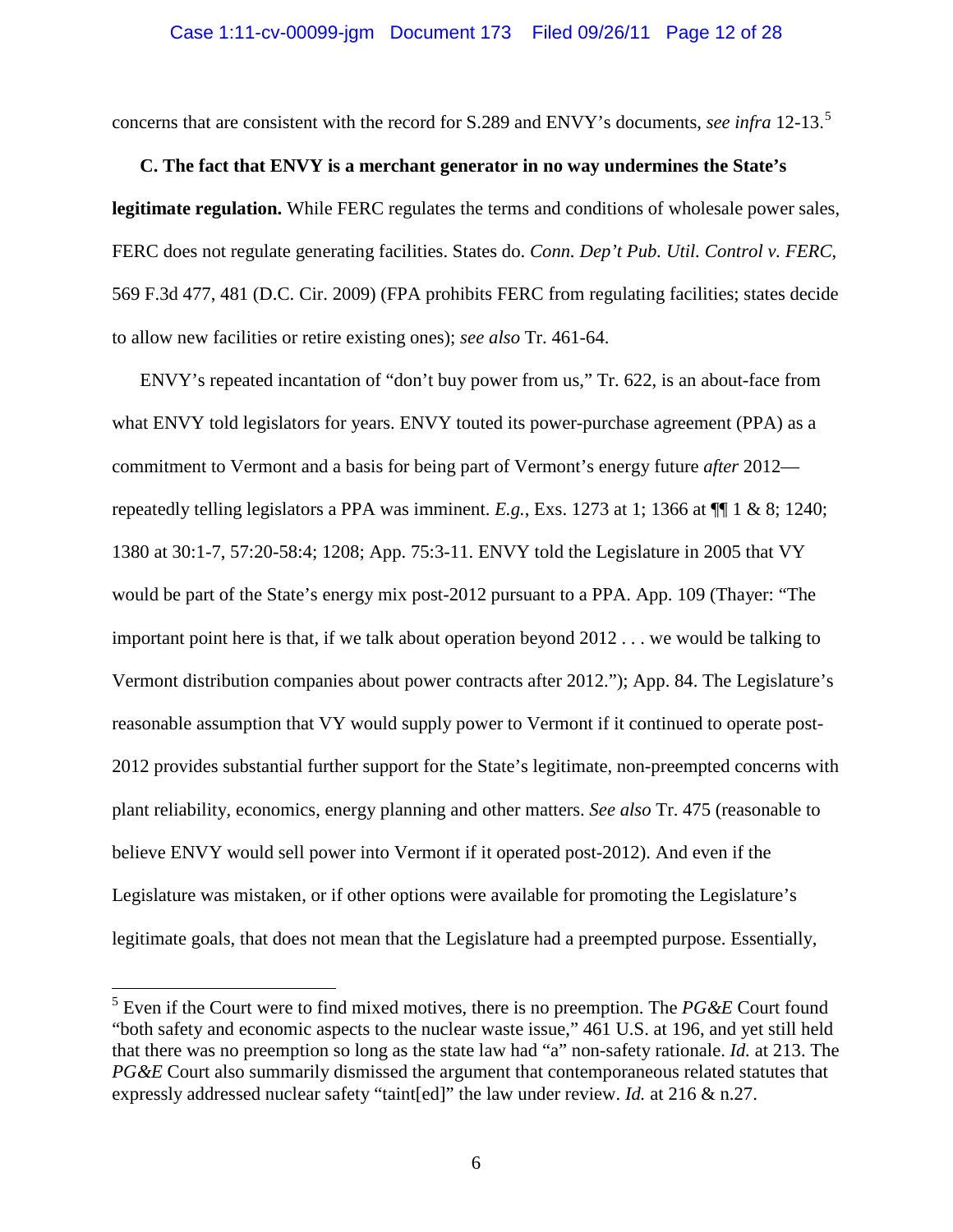concerns that are consistent with the record for S.289 and ENVY's documents, *see infra* 12-13.[5]

**C. The fact that ENVY is a merchant generator in no way undermines the State's legitimate regulation.** While FERC regulates the terms and conditions of wholesale power sales, FERC does not regulate generating facilities. States do. *Conn. Dep't Pub. Util. Control v. FERC*, 569 F.3d 477, 481 (D.C. Cir. 2009) (FPA prohibits FERC from regulating facilities; states decide to allow new facilities or retire existing ones); *see also* Tr. 461-64.

ENVY's repeated incantation of "don't buy power from us," Tr. 622, is an about-face from what ENVY told legislators for years. ENVY touted its power-purchase agreement (PPA) as a commitment to Vermont and a basis for being part of Vermont's energy future *after* 2012—repeatedly telling legislators a PPA was imminent. *E.g.*, Exs. 1273 at 1; 1366 at ¶¶ 1 & 8; 1240; 1380 at 30:1-7, 57:20-58:4; 1208; App. 75:3-11. ENVY told the Legislature in 2005 that VY would be part of the State's energy mix post-2012 pursuant to a PPA. App. 109 (Thayer: "The important point here is that, if we talk about operation beyond 2012 . . . we would be talking to Vermont distribution companies about power contracts after 2012."); App. 84. The Legislature's reasonable assumption that VY would supply power to Vermont if it continued to operate post-2012 provides substantial further support for the State's legitimate, non-preempted concerns with plant reliability, economics, energy planning and other matters. *See also* Tr. 475 (reasonable to believe ENVY would sell power into Vermont if it operated post-2012). And even if the Legislature was mistaken, or if other options were available for promoting the Legislature's legitimate goals, that does not mean that the Legislature had a preempted purpose. Essentially,

---

[5] Even if the Court were to find mixed motives, there is no preemption. The *PG&E* Court found "both safety and economic aspects to the nuclear waste issue," 461 U.S. at 196, and yet still held that there was no preemption so long as the state law had "a" non-safety rationale. *Id.* at 213. The *PG&E* Court also summarily dismissed the argument that contemporaneous related statutes that expressly addressed nuclear safety "taint[ed]" the law under review. *Id.* at 216 & n.27.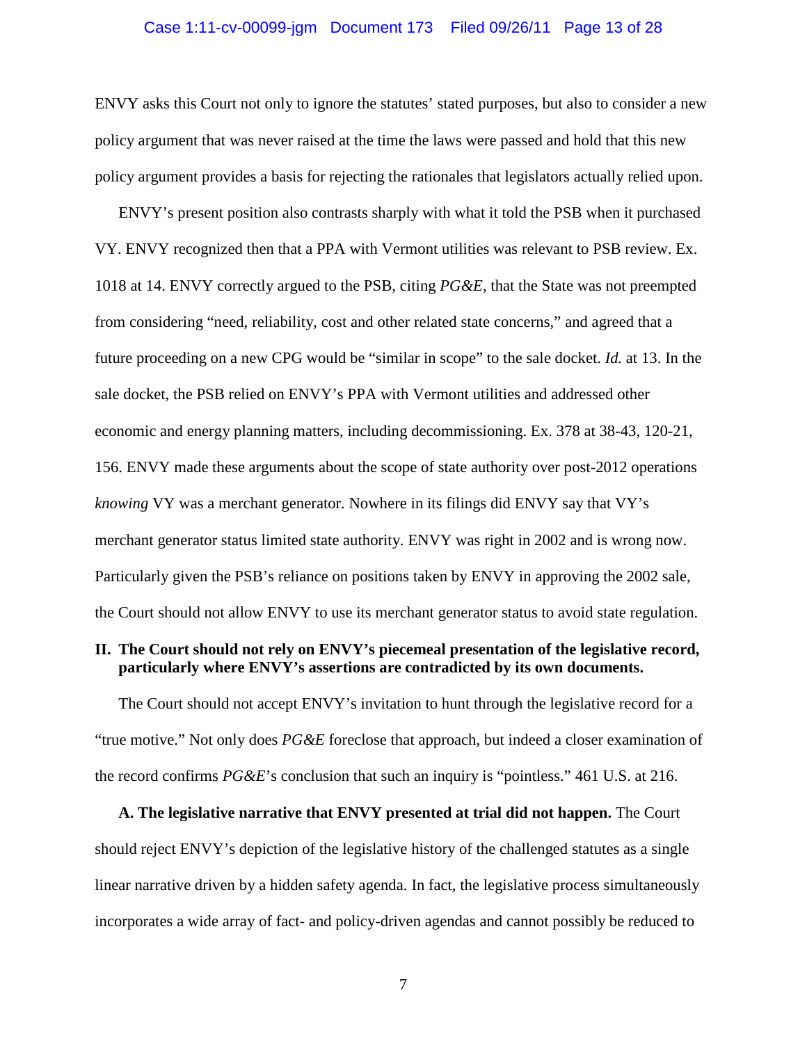ENVY asks this Court not only to ignore the statutes' stated purposes, but also to consider a new policy argument that was never raised at the time the laws were passed and hold that this new policy argument provides a basis for rejecting the rationales that legislators actually relied upon.

ENVY's present position also contrasts sharply with what it told the PSB when it purchased VY. ENVY recognized then that a PPA with Vermont utilities was relevant to PSB review. Ex. 1018 at 14. ENVY correctly argued to the PSB, citing *PG&E*, that the State was not preempted from considering "need, reliability, cost and other related state concerns," and agreed that a future proceeding on a new CPG would be "similar in scope" to the sale docket. *Id.* at 13. In the sale docket, the PSB relied on ENVY's PPA with Vermont utilities and addressed other economic and energy planning matters, including decommissioning. Ex. 378 at 38-43, 120-21, 156. ENVY made these arguments about the scope of state authority over post-2012 operations *knowing* VY was a merchant generator. Nowhere in its filings did ENVY say that VY's merchant generator status limited state authority. ENVY was right in 2002 and is wrong now. Particularly given the PSB's reliance on positions taken by ENVY in approving the 2002 sale, the Court should not allow ENVY to use its merchant generator status to avoid state regulation.

## II. The Court should not rely on ENVY's piecemeal presentation of the legislative record, particularly where ENVY's assertions are contradicted by its own documents.

The Court should not accept ENVY's invitation to hunt through the legislative record for a "true motive." Not only does *PG&E* foreclose that approach, but indeed a closer examination of the record confirms *PG&E*'s conclusion that such an inquiry is "pointless." 461 U.S. at 216.

**A. The legislative narrative that ENVY presented at trial did not happen.** The Court should reject ENVY's depiction of the legislative history of the challenged statutes as a single linear narrative driven by a hidden safety agenda. In fact, the legislative process simultaneously incorporates a wide array of fact- and policy-driven agendas and cannot possibly be reduced to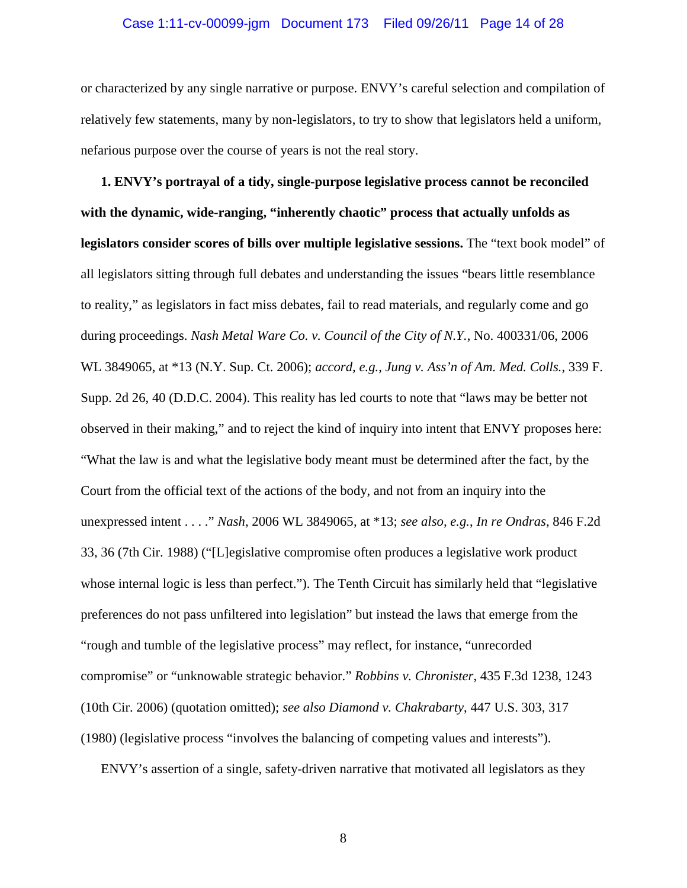or characterized by any single narrative or purpose. ENVY's careful selection and compilation of relatively few statements, many by non-legislators, to try to show that legislators held a uniform, nefarious purpose over the course of years is not the real story.

**1. ENVY's portrayal of a tidy, single-purpose legislative process cannot be reconciled with the dynamic, wide-ranging, "inherently chaotic" process that actually unfolds as legislators consider scores of bills over multiple legislative sessions.** The "text book model" of all legislators sitting through full debates and understanding the issues "bears little resemblance to reality," as legislators in fact miss debates, fail to read materials, and regularly come and go during proceedings. *Nash Metal Ware Co. v. Council of the City of N.Y.*, No. 400331/06, 2006 WL 3849065, at *13 (N.Y. Sup. Ct. 2006); *accord, e.g.*, *Jung v. Ass'n of Am. Med. Colls.*, 339 F. Supp. 2d 26, 40 (D.D.C. 2004). This reality has led courts to note that "laws may be better not observed in their making," and to reject the kind of inquiry into intent that ENVY proposes here: "What the law is and what the legislative body meant must be determined after the fact, by the Court from the official text of the actions of the body, and not from an inquiry into the unexpressed intent . . . ." *Nash*, 2006 WL 3849065, at *13; *see also, e.g.*, *In re Ondras*, 846 F.2d 33, 36 (7th Cir. 1988) ("[L]egislative compromise often produces a legislative work product whose internal logic is less than perfect."). The Tenth Circuit has similarly held that "legislative preferences do not pass unfiltered into legislation" but instead the laws that emerge from the "rough and tumble of the legislative process" may reflect, for instance, "unrecorded compromise" or "unknowable strategic behavior." *Robbins v. Chronister*, 435 F.3d 1238, 1243 (10th Cir. 2006) (quotation omitted); *see also Diamond v. Chakrabarty*, 447 U.S. 303, 317 (1980) (legislative process "involves the balancing of competing values and interests").

ENVY's assertion of a single, safety-driven narrative that motivated all legislators as they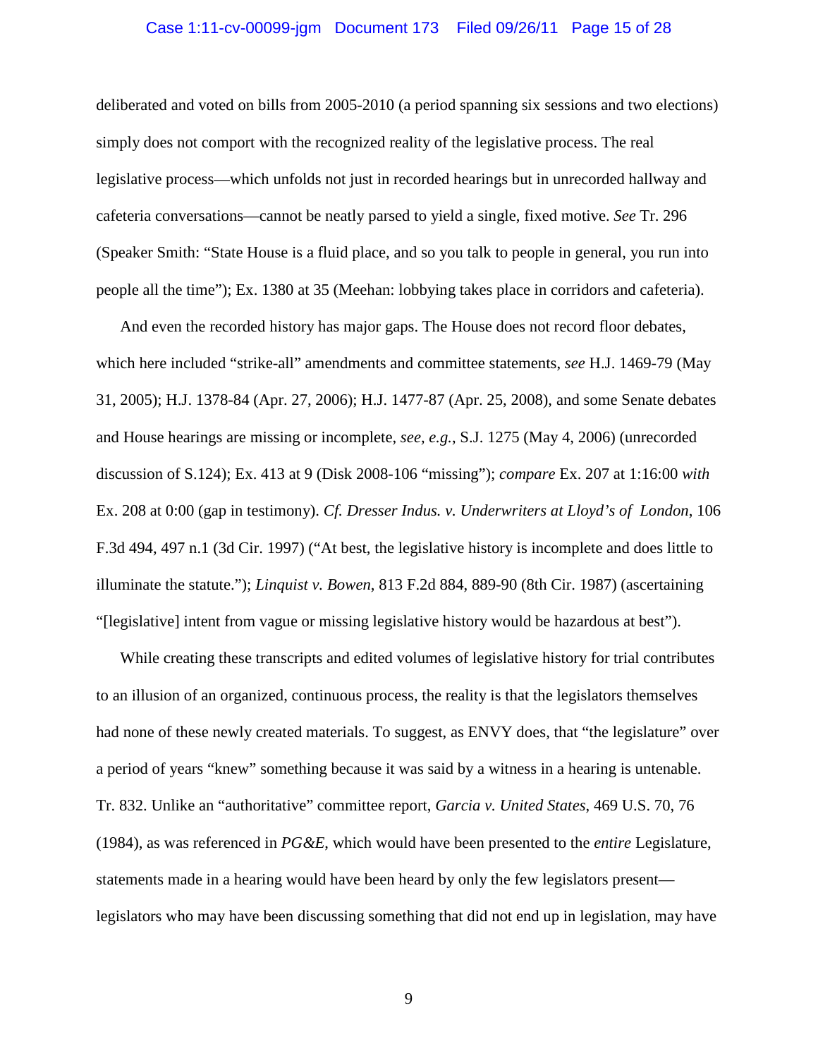deliberated and voted on bills from 2005-2010 (a period spanning six sessions and two elections) simply does not comport with the recognized reality of the legislative process. The real legislative process—which unfolds not just in recorded hearings but in unrecorded hallway and cafeteria conversations—cannot be neatly parsed to yield a single, fixed motive. *See* Tr. 296 (Speaker Smith: "State House is a fluid place, and so you talk to people in general, you run into people all the time"); Ex. 1380 at 35 (Meehan: lobbying takes place in corridors and cafeteria).

And even the recorded history has major gaps. The House does not record floor debates, which here included "strike-all" amendments and committee statements, *see* H.J. 1469-79 (May 31, 2005); H.J. 1378-84 (Apr. 27, 2006); H.J. 1477-87 (Apr. 25, 2008), and some Senate debates and House hearings are missing or incomplete, *see, e.g.*, S.J. 1275 (May 4, 2006) (unrecorded discussion of S.124); Ex. 413 at 9 (Disk 2008-106 "missing"); *compare* Ex. 207 at 1:16:00 *with* Ex. 208 at 0:00 (gap in testimony). *Cf. Dresser Indus. v. Underwriters at Lloyd's of London*, 106 F.3d 494, 497 n.1 (3d Cir. 1997) ("At best, the legislative history is incomplete and does little to illuminate the statute."); *Linquist v. Bowen*, 813 F.2d 884, 889-90 (8th Cir. 1987) (ascertaining "[legislative] intent from vague or missing legislative history would be hazardous at best").

While creating these transcripts and edited volumes of legislative history for trial contributes to an illusion of an organized, continuous process, the reality is that the legislators themselves had none of these newly created materials. To suggest, as ENVY does, that "the legislature" over a period of years "knew" something because it was said by a witness in a hearing is untenable. Tr. 832. Unlike an "authoritative" committee report, *Garcia v. United States*, 469 U.S. 70, 76 (1984), as was referenced in *PG&E*, which would have been presented to the *entire* Legislature, statements made in a hearing would have been heard by only the few legislators present—legislators who may have been discussing something that did not end up in legislation, may have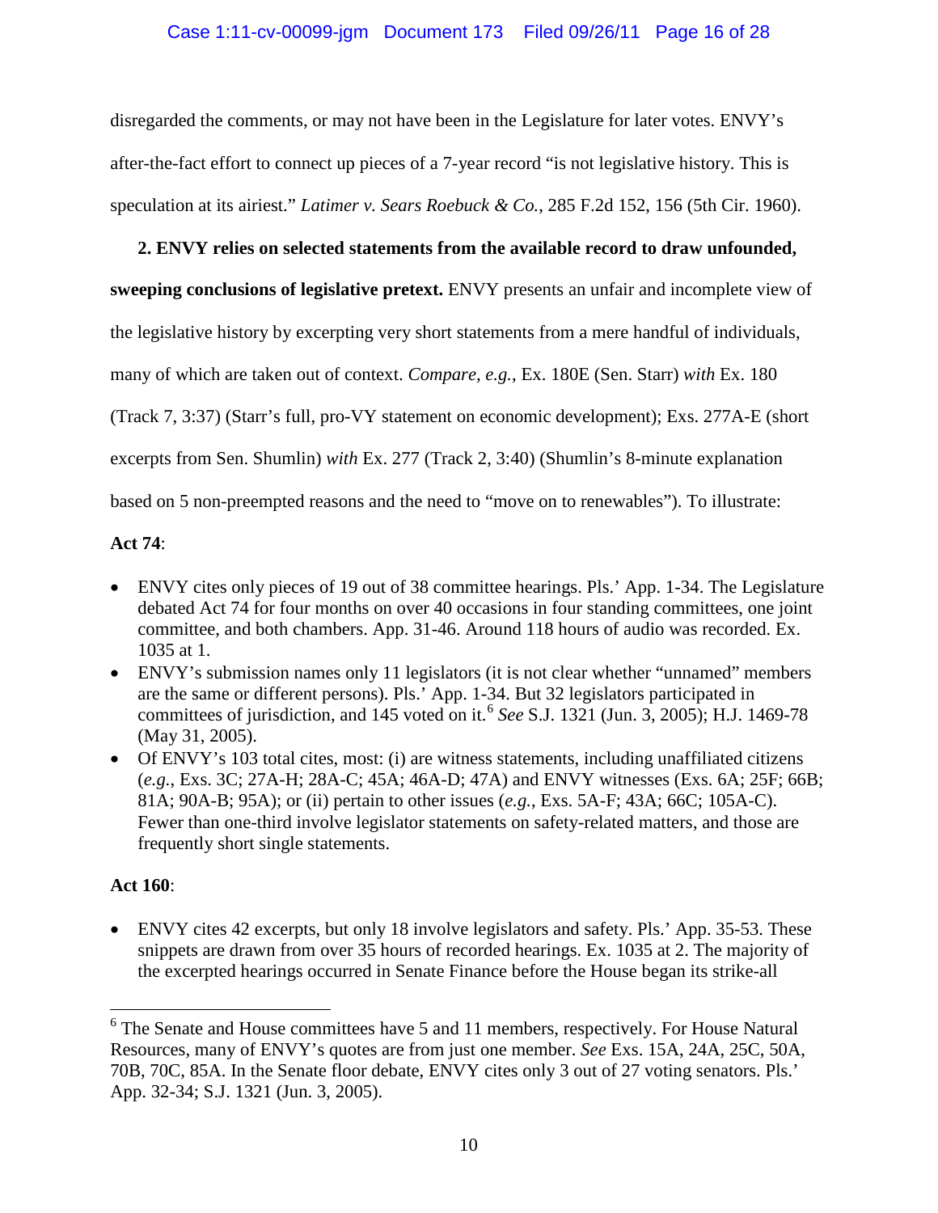disregarded the comments, or may not have been in the Legislature for later votes. ENVY's after-the-fact effort to connect up pieces of a 7-year record "is not legislative history. This is speculation at its airiest." *Latimer v. Sears Roebuck & Co.*, 285 F.2d 152, 156 (5th Cir. 1960).

**2. ENVY relies on selected statements from the available record to draw unfounded, sweeping conclusions of legislative pretext.** ENVY presents an unfair and incomplete view of the legislative history by excerpting very short statements from a mere handful of individuals, many of which are taken out of context. *Compare, e.g.*, Ex. 180E (Sen. Starr) *with* Ex. 180 (Track 7, 3:37) (Starr's full, pro-VY statement on economic development); Exs. 277A-E (short excerpts from Sen. Shumlin) *with* Ex. 277 (Track 2, 3:40) (Shumlin's 8-minute explanation based on 5 non-preempted reasons and the need to "move on to renewables"). To illustrate:

**Act 74**:

- ENVY cites only pieces of 19 out of 38 committee hearings. Pls.' App. 1-34. The Legislature debated Act 74 for four months on over 40 occasions in four standing committees, one joint committee, and both chambers. App. 31-46. Around 118 hours of audio was recorded. Ex. 1035 at 1.
- ENVY's submission names only 11 legislators (it is not clear whether "unnamed" members are the same or different persons). Pls.' App. 1-34. But 32 legislators participated in committees of jurisdiction, and 145 voted on it.[6] *See* S.J. 1321 (Jun. 3, 2005); H.J. 1469-78 (May 31, 2005).
- Of ENVY's 103 total cites, most: (i) are witness statements, including unaffiliated citizens (*e.g.*, Exs. 3C; 27A-H; 28A-C; 45A; 46A-D; 47A) and ENVY witnesses (Exs. 6A; 25F; 66B; 81A; 90A-B; 95A); or (ii) pertain to other issues (*e.g.*, Exs. 5A-F; 43A; 66C; 105A-C). Fewer than one-third involve legislator statements on safety-related matters, and those are frequently short single statements.

**Act 160**:

- ENVY cites 42 excerpts, but only 18 involve legislators and safety. Pls.' App. 35-53. These snippets are drawn from over 35 hours of recorded hearings. Ex. 1035 at 2. The majority of the excerpted hearings occurred in Senate Finance before the House began its strike-all

[6] The Senate and House committees have 5 and 11 members, respectively. For House Natural Resources, many of ENVY's quotes are from just one member. *See* Exs. 15A, 24A, 25C, 50A, 70B, 70C, 85A. In the Senate floor debate, ENVY cites only 3 out of 27 voting senators. Pls.' App. 32-34; S.J. 1321 (Jun. 3, 2005).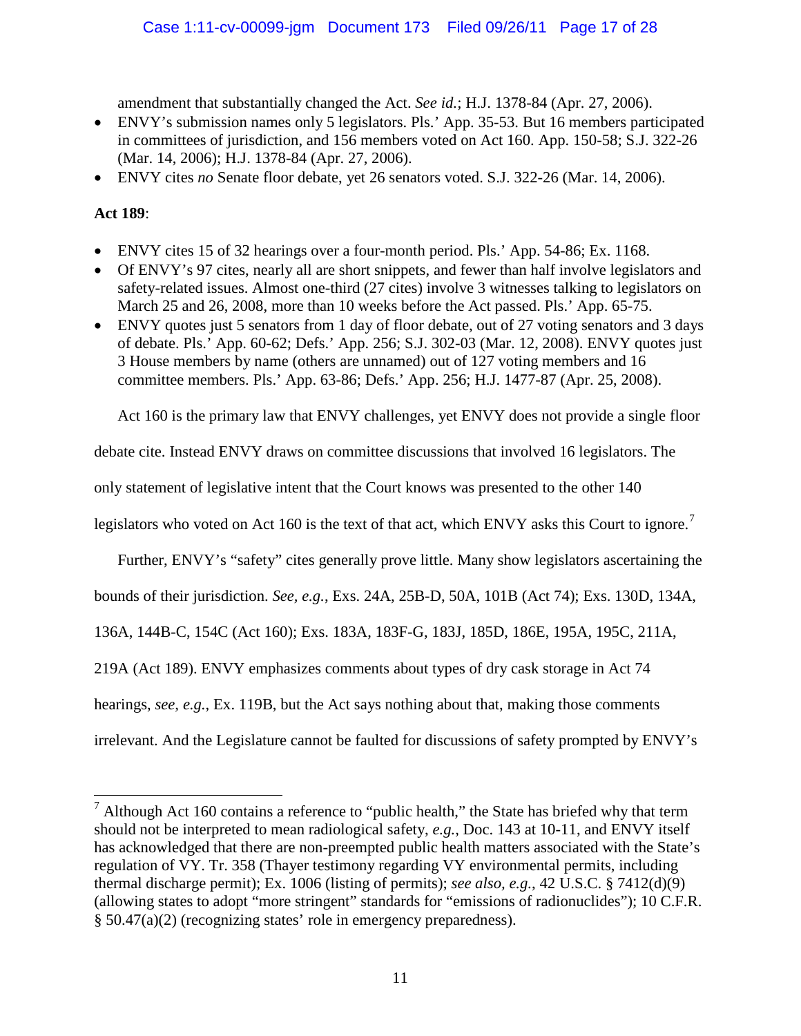amendment that substantially changed the Act. *See id.*; H.J. 1378-84 (Apr. 27, 2006).

- ENVY's submission names only 5 legislators. Pls.' App. 35-53. But 16 members participated in committees of jurisdiction, and 156 members voted on Act 160. App. 150-58; S.J. 322-26 (Mar. 14, 2006); H.J. 1378-84 (Apr. 27, 2006).
- ENVY cites *no* Senate floor debate, yet 26 senators voted. S.J. 322-26 (Mar. 14, 2006).

**Act 189**:

- ENVY cites 15 of 32 hearings over a four-month period. Pls.' App. 54-86; Ex. 1168.
- Of ENVY's 97 cites, nearly all are short snippets, and fewer than half involve legislators and safety-related issues. Almost one-third (27 cites) involve 3 witnesses talking to legislators on March 25 and 26, 2008, more than 10 weeks before the Act passed. Pls.' App. 65-75.
- ENVY quotes just 5 senators from 1 day of floor debate, out of 27 voting senators and 3 days of debate. Pls.' App. 60-62; Defs.' App. 256; S.J. 302-03 (Mar. 12, 2008). ENVY quotes just 3 House members by name (others are unnamed) out of 127 voting members and 16 committee members. Pls.' App. 63-86; Defs.' App. 256; H.J. 1477-87 (Apr. 25, 2008).

Act 160 is the primary law that ENVY challenges, yet ENVY does not provide a single floor debate cite. Instead ENVY draws on committee discussions that involved 16 legislators. The only statement of legislative intent that the Court knows was presented to the other 140 legislators who voted on Act 160 is the text of that act, which ENVY asks this Court to ignore.[7]

Further, ENVY's "safety" cites generally prove little. Many show legislators ascertaining the bounds of their jurisdiction. *See, e.g.*, Exs. 24A, 25B-D, 50A, 101B (Act 74); Exs. 130D, 134A, 136A, 144B-C, 154C (Act 160); Exs. 183A, 183F-G, 183J, 185D, 186E, 195A, 195C, 211A, 219A (Act 189). ENVY emphasizes comments about types of dry cask storage in Act 74 hearings, *see, e.g.*, Ex. 119B, but the Act says nothing about that, making those comments irrelevant. And the Legislature cannot be faulted for discussions of safety prompted by ENVY's

---

[7] Although Act 160 contains a reference to "public health," the State has briefed why that term should not be interpreted to mean radiological safety, *e.g.*, Doc. 143 at 10-11, and ENVY itself has acknowledged that there are non-preempted public health matters associated with the State's regulation of VY. Tr. 358 (Thayer testimony regarding VY environmental permits, including thermal discharge permit); Ex. 1006 (listing of permits); *see also, e.g.*, 42 U.S.C. § 7412(d)(9) (allowing states to adopt "more stringent" standards for "emissions of radionuclides"); 10 C.F.R. § 50.47(a)(2) (recognizing states' role in emergency preparedness).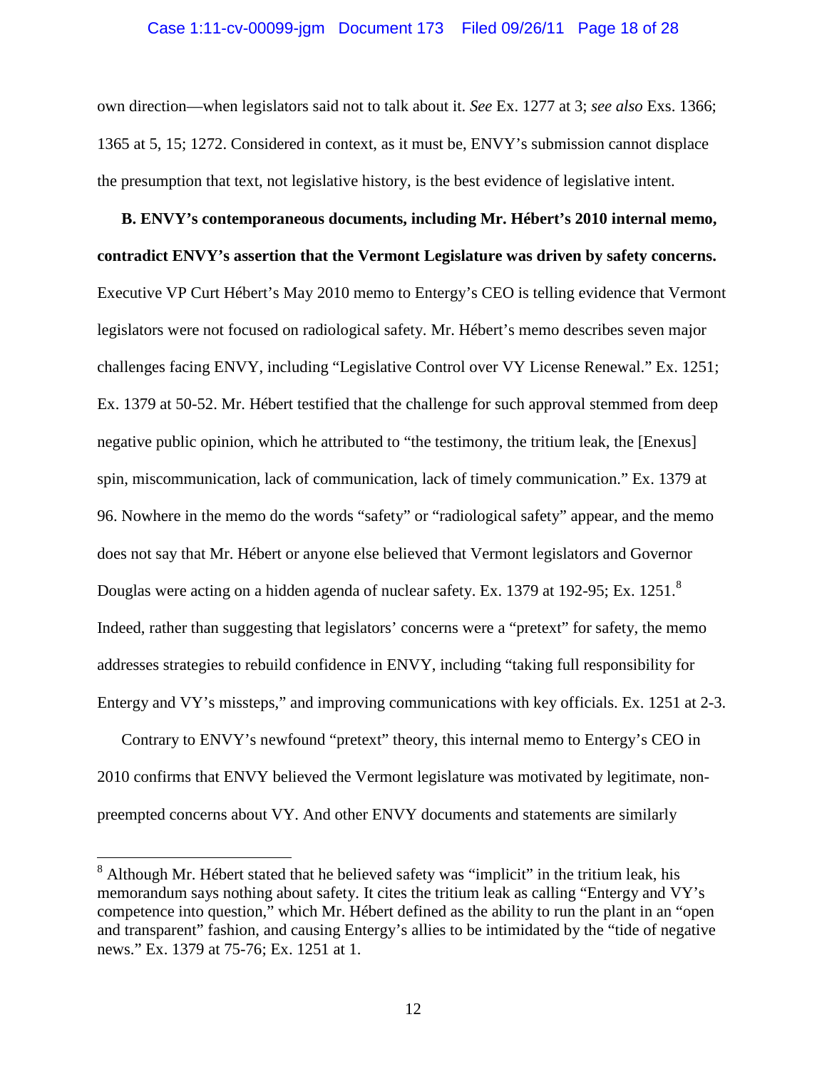own direction—when legislators said not to talk about it. *See* Ex. 1277 at 3; *see also* Exs. 1366; 1365 at 5, 15; 1272. Considered in context, as it must be, ENVY's submission cannot displace the presumption that text, not legislative history, is the best evidence of legislative intent.

**B. ENVY's contemporaneous documents, including Mr. Hébert's 2010 internal memo, contradict ENVY's assertion that the Vermont Legislature was driven by safety concerns.** Executive VP Curt Hébert's May 2010 memo to Entergy's CEO is telling evidence that Vermont legislators were not focused on radiological safety. Mr. Hébert's memo describes seven major challenges facing ENVY, including "Legislative Control over VY License Renewal." Ex. 1251; Ex. 1379 at 50-52. Mr. Hébert testified that the challenge for such approval stemmed from deep negative public opinion, which he attributed to "the testimony, the tritium leak, the [Enexus] spin, miscommunication, lack of communication, lack of timely communication." Ex. 1379 at 96. Nowhere in the memo do the words "safety" or "radiological safety" appear, and the memo does not say that Mr. Hébert or anyone else believed that Vermont legislators and Governor Douglas were acting on a hidden agenda of nuclear safety. Ex. 1379 at 192-95; Ex. 1251.[8] Indeed, rather than suggesting that legislators' concerns were a "pretext" for safety, the memo addresses strategies to rebuild confidence in ENVY, including "taking full responsibility for Entergy and VY's missteps," and improving communications with key officials. Ex. 1251 at 2-3.

Contrary to ENVY's newfound "pretext" theory, this internal memo to Entergy's CEO in 2010 confirms that ENVY believed the Vermont legislature was motivated by legitimate, non-preempted concerns about VY. And other ENVY documents and statements are similarly

---

[8] Although Mr. Hébert stated that he believed safety was "implicit" in the tritium leak, his memorandum says nothing about safety. It cites the tritium leak as calling "Entergy and VY's competence into question," which Mr. Hébert defined as the ability to run the plant in an "open and transparent" fashion, and causing Entergy's allies to be intimidated by the "tide of negative news." Ex. 1379 at 75-76; Ex. 1251 at 1.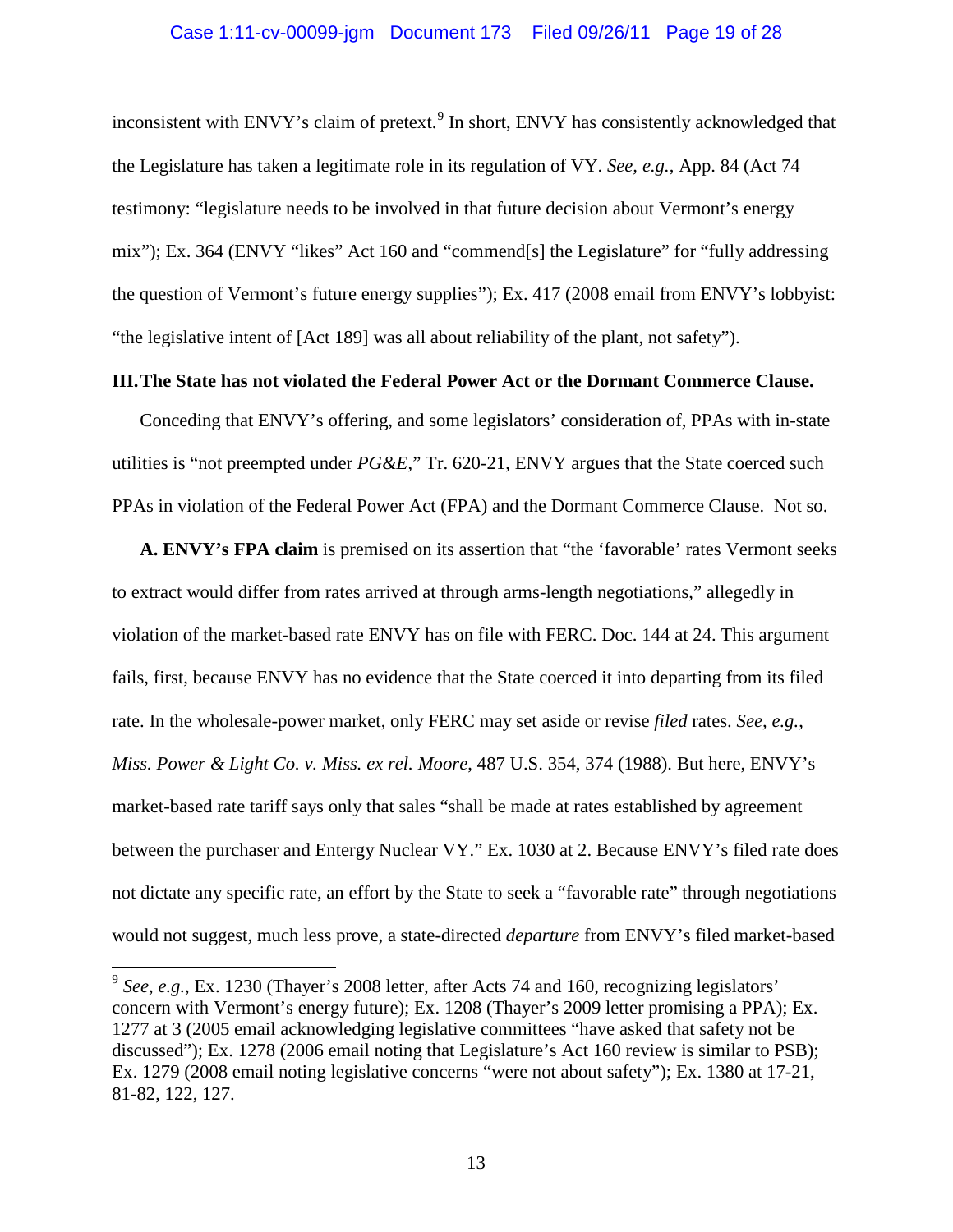inconsistent with ENVY's claim of pretext.[9] In short, ENVY has consistently acknowledged that the Legislature has taken a legitimate role in its regulation of VY. *See, e.g.*, App. 84 (Act 74 testimony: "legislature needs to be involved in that future decision about Vermont's energy mix"); Ex. 364 (ENVY "likes" Act 160 and "commend[s] the Legislature" for "fully addressing the question of Vermont's future energy supplies"); Ex. 417 (2008 email from ENVY's lobbyist: "the legislative intent of [Act 189] was all about reliability of the plant, not safety").

## III. The State has not violated the Federal Power Act or the Dormant Commerce Clause.

Conceding that ENVY's offering, and some legislators' consideration of, PPAs with in-state utilities is "not preempted under *PG&E*," Tr. 620-21, ENVY argues that the State coerced such PPAs in violation of the Federal Power Act (FPA) and the Dormant Commerce Clause. Not so.

**A. ENVY's FPA claim** is premised on its assertion that "the 'favorable' rates Vermont seeks to extract would differ from rates arrived at through arms-length negotiations," allegedly in violation of the market-based rate ENVY has on file with FERC. Doc. 144 at 24. This argument fails, first, because ENVY has no evidence that the State coerced it into departing from its filed rate. In the wholesale-power market, only FERC may set aside or revise *filed* rates. *See, e.g.*, *Miss. Power & Light Co. v. Miss. ex rel. Moore*, 487 U.S. 354, 374 (1988). But here, ENVY's market-based rate tariff says only that sales "shall be made at rates established by agreement between the purchaser and Entergy Nuclear VY." Ex. 1030 at 2. Because ENVY's filed rate does not dictate any specific rate, an effort by the State to seek a "favorable rate" through negotiations would not suggest, much less prove, a state-directed *departure* from ENVY's filed market-based

[9] *See, e.g.*, Ex. 1230 (Thayer's 2008 letter, after Acts 74 and 160, recognizing legislators' concern with Vermont's energy future); Ex. 1208 (Thayer's 2009 letter promising a PPA); Ex. 1277 at 3 (2005 email acknowledging legislative committees "have asked that safety not be discussed"); Ex. 1278 (2006 email noting that Legislature's Act 160 review is similar to PSB); Ex. 1279 (2008 email noting legislative concerns "were not about safety"); Ex. 1380 at 17-21, 81-82, 122, 127.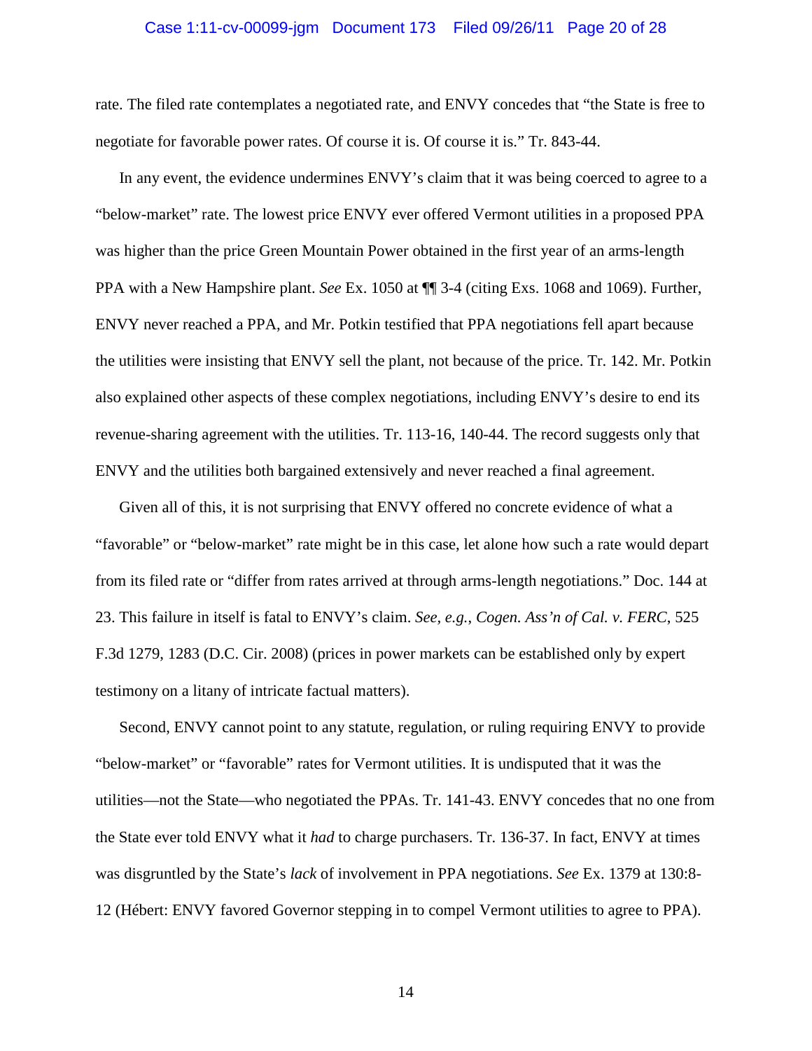rate. The filed rate contemplates a negotiated rate, and ENVY concedes that "the State is free to negotiate for favorable power rates. Of course it is. Of course it is." Tr. 843-44.

In any event, the evidence undermines ENVY's claim that it was being coerced to agree to a "below-market" rate. The lowest price ENVY ever offered Vermont utilities in a proposed PPA was higher than the price Green Mountain Power obtained in the first year of an arms-length PPA with a New Hampshire plant. *See* Ex. 1050 at ¶¶ 3-4 (citing Exs. 1068 and 1069). Further, ENVY never reached a PPA, and Mr. Potkin testified that PPA negotiations fell apart because the utilities were insisting that ENVY sell the plant, not because of the price. Tr. 142. Mr. Potkin also explained other aspects of these complex negotiations, including ENVY's desire to end its revenue-sharing agreement with the utilities. Tr. 113-16, 140-44. The record suggests only that ENVY and the utilities both bargained extensively and never reached a final agreement.

Given all of this, it is not surprising that ENVY offered no concrete evidence of what a "favorable" or "below-market" rate might be in this case, let alone how such a rate would depart from its filed rate or "differ from rates arrived at through arms-length negotiations." Doc. 144 at 23. This failure in itself is fatal to ENVY's claim. *See, e.g.*, *Cogen. Ass'n of Cal. v. FERC*, 525 F.3d 1279, 1283 (D.C. Cir. 2008) (prices in power markets can be established only by expert testimony on a litany of intricate factual matters).

Second, ENVY cannot point to any statute, regulation, or ruling requiring ENVY to provide "below-market" or "favorable" rates for Vermont utilities. It is undisputed that it was the utilities—not the State—who negotiated the PPAs. Tr. 141-43. ENVY concedes that no one from the State ever told ENVY what it *had* to charge purchasers. Tr. 136-37. In fact, ENVY at times was disgruntled by the State's *lack* of involvement in PPA negotiations. *See* Ex. 1379 at 130:8-12 (Hébert: ENVY favored Governor stepping in to compel Vermont utilities to agree to PPA).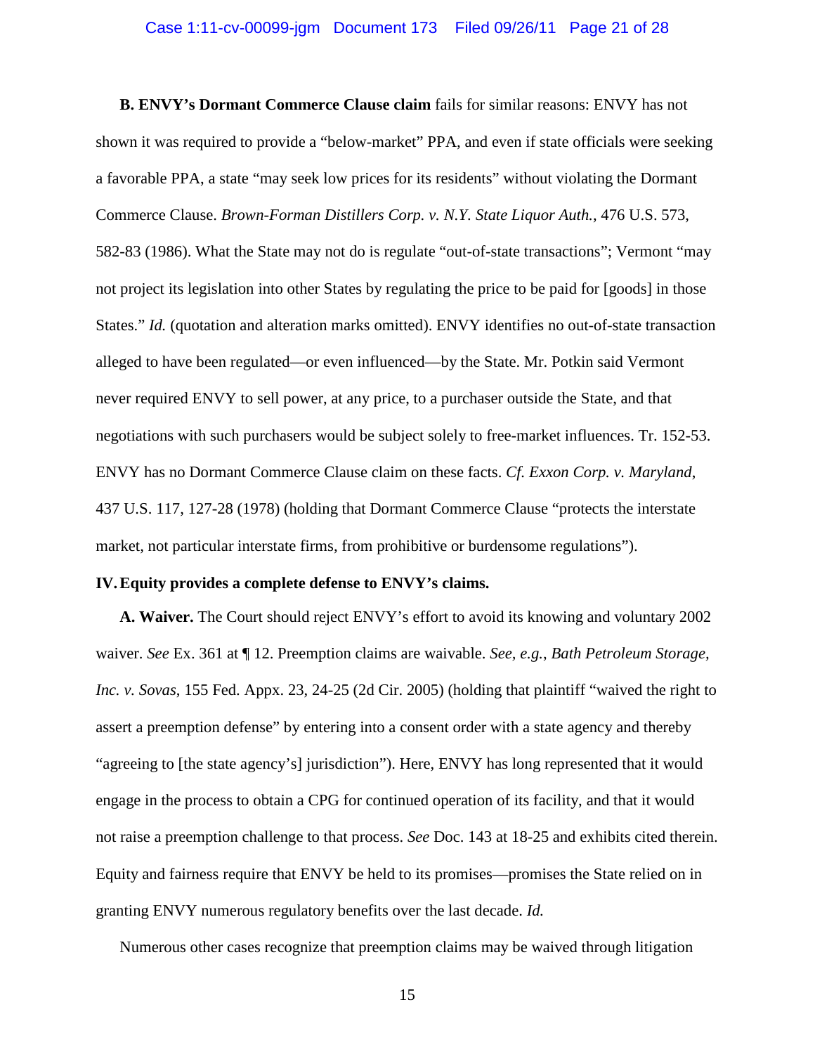**B. ENVY's Dormant Commerce Clause claim** fails for similar reasons: ENVY has not shown it was required to provide a "below-market" PPA, and even if state officials were seeking a favorable PPA, a state "may seek low prices for its residents" without violating the Dormant Commerce Clause. *Brown-Forman Distillers Corp. v. N.Y. State Liquor Auth.*, 476 U.S. 573, 582-83 (1986). What the State may not do is regulate "out-of-state transactions"; Vermont "may not project its legislation into other States by regulating the price to be paid for [goods] in those States." *Id.* (quotation and alteration marks omitted). ENVY identifies no out-of-state transaction alleged to have been regulated—or even influenced—by the State. Mr. Potkin said Vermont never required ENVY to sell power, at any price, to a purchaser outside the State, and that negotiations with such purchasers would be subject solely to free-market influences. Tr. 152-53. ENVY has no Dormant Commerce Clause claim on these facts. *Cf. Exxon Corp. v. Maryland*, 437 U.S. 117, 127-28 (1978) (holding that Dormant Commerce Clause "protects the interstate market, not particular interstate firms, from prohibitive or burdensome regulations").

## IV. Equity provides a complete defense to ENVY's claims.

**A. Waiver.** The Court should reject ENVY's effort to avoid its knowing and voluntary 2002 waiver. *See* Ex. 361 at ¶ 12. Preemption claims are waivable. *See, e.g.*, *Bath Petroleum Storage, Inc. v. Sovas*, 155 Fed. Appx. 23, 24-25 (2d Cir. 2005) (holding that plaintiff "waived the right to assert a preemption defense" by entering into a consent order with a state agency and thereby "agreeing to [the state agency's] jurisdiction"). Here, ENVY has long represented that it would engage in the process to obtain a CPG for continued operation of its facility, and that it would not raise a preemption challenge to that process. *See* Doc. 143 at 18-25 and exhibits cited therein. Equity and fairness require that ENVY be held to its promises—promises the State relied on in granting ENVY numerous regulatory benefits over the last decade. *Id.*

Numerous other cases recognize that preemption claims may be waived through litigation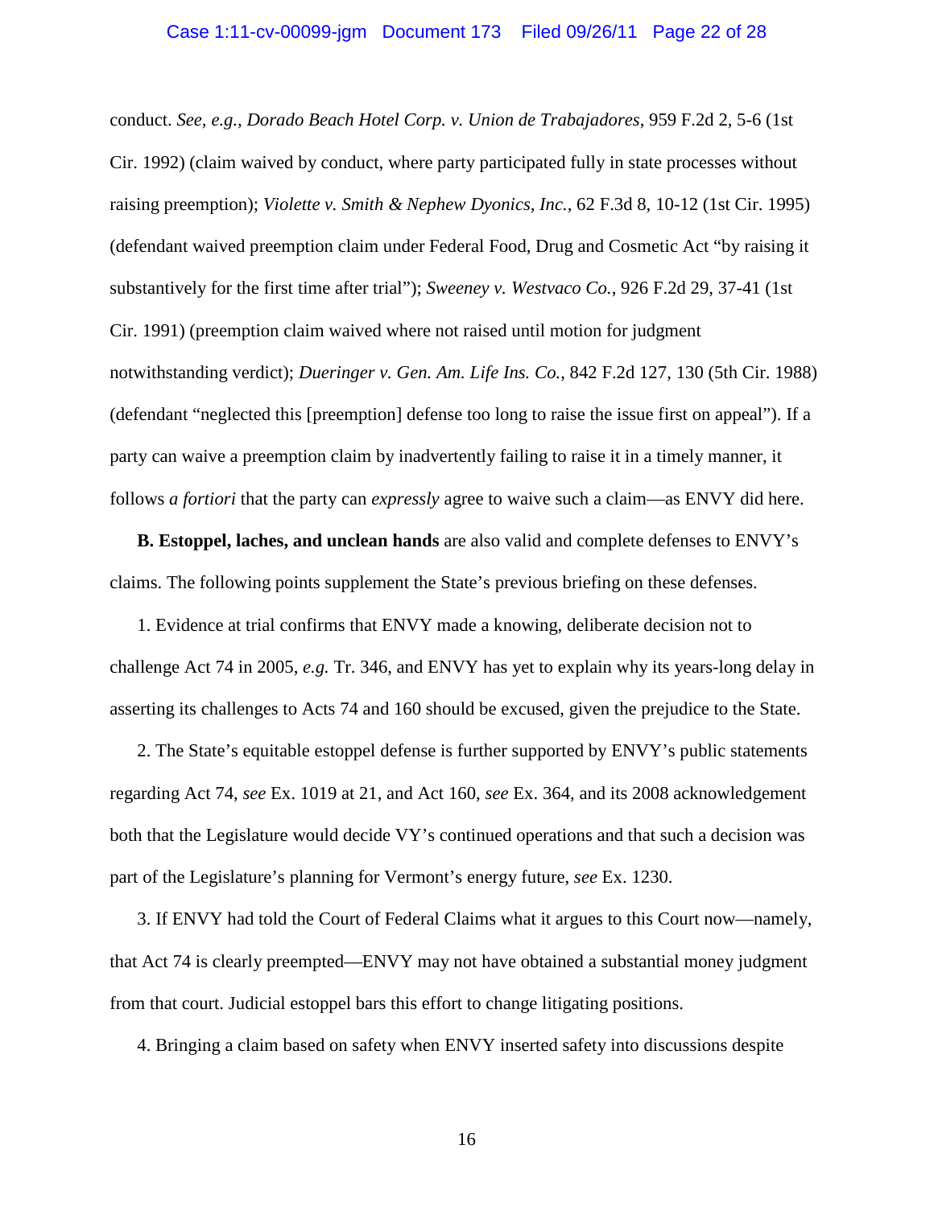conduct. *See, e.g.*, *Dorado Beach Hotel Corp. v. Union de Trabajadores*, 959 F.2d 2, 5-6 (1st Cir. 1992) (claim waived by conduct, where party participated fully in state processes without raising preemption); *Violette v. Smith & Nephew Dyonics, Inc.*, 62 F.3d 8, 10-12 (1st Cir. 1995) (defendant waived preemption claim under Federal Food, Drug and Cosmetic Act "by raising it substantively for the first time after trial"); *Sweeney v. Westvaco Co.*, 926 F.2d 29, 37-41 (1st Cir. 1991) (preemption claim waived where not raised until motion for judgment notwithstanding verdict); *Dueringer v. Gen. Am. Life Ins. Co.*, 842 F.2d 127, 130 (5th Cir. 1988) (defendant "neglected this [preemption] defense too long to raise the issue first on appeal"). If a party can waive a preemption claim by inadvertently failing to raise it in a timely manner, it follows *a fortiori* that the party can *expressly* agree to waive such a claim—as ENVY did here.

**B. Estoppel, laches, and unclean hands** are also valid and complete defenses to ENVY's claims. The following points supplement the State's previous briefing on these defenses.

1. Evidence at trial confirms that ENVY made a knowing, deliberate decision not to challenge Act 74 in 2005, *e.g.* Tr. 346, and ENVY has yet to explain why its years-long delay in asserting its challenges to Acts 74 and 160 should be excused, given the prejudice to the State.

2. The State's equitable estoppel defense is further supported by ENVY's public statements regarding Act 74, *see* Ex. 1019 at 21, and Act 160, *see* Ex. 364, and its 2008 acknowledgement both that the Legislature would decide VY's continued operations and that such a decision was part of the Legislature's planning for Vermont's energy future, *see* Ex. 1230.

3. If ENVY had told the Court of Federal Claims what it argues to this Court now—namely, that Act 74 is clearly preempted—ENVY may not have obtained a substantial money judgment from that court. Judicial estoppel bars this effort to change litigating positions.

4. Bringing a claim based on safety when ENVY inserted safety into discussions despite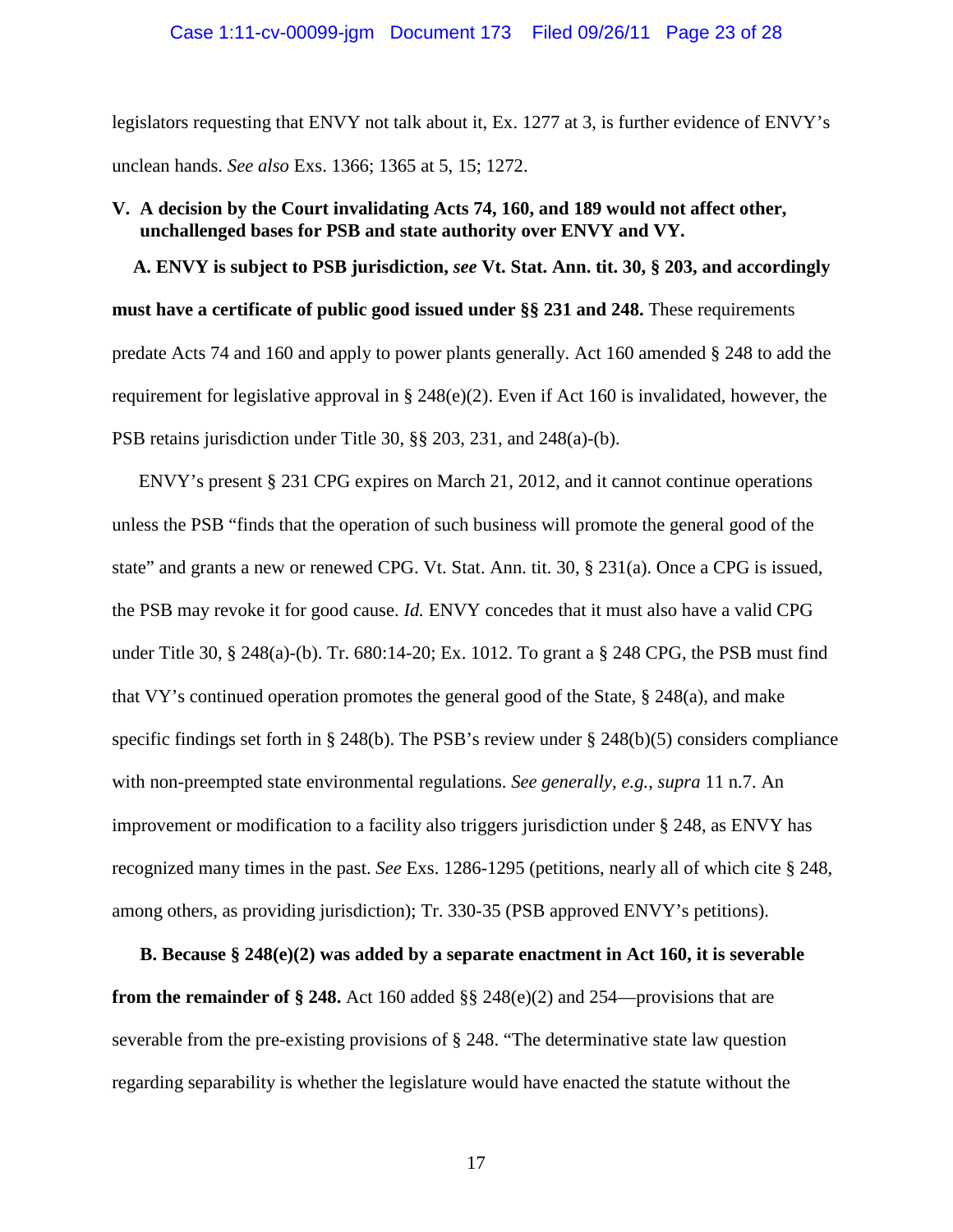legislators requesting that ENVY not talk about it, Ex. 1277 at 3, is further evidence of ENVY's unclean hands. *See also* Exs. 1366; 1365 at 5, 15; 1272.

## V. A decision by the Court invalidating Acts 74, 160, and 189 would not affect other, unchallenged bases for PSB and state authority over ENVY and VY.

**A. ENVY is subject to PSB jurisdiction, *see* Vt. Stat. Ann. tit. 30, § 203, and accordingly must have a certificate of public good issued under §§ 231 and 248.** These requirements predate Acts 74 and 160 and apply to power plants generally. Act 160 amended § 248 to add the requirement for legislative approval in § 248(e)(2). Even if Act 160 is invalidated, however, the PSB retains jurisdiction under Title 30, §§ 203, 231, and 248(a)-(b).

ENVY's present § 231 CPG expires on March 21, 2012, and it cannot continue operations unless the PSB "finds that the operation of such business will promote the general good of the state" and grants a new or renewed CPG. Vt. Stat. Ann. tit. 30, § 231(a). Once a CPG is issued, the PSB may revoke it for good cause. *Id.* ENVY concedes that it must also have a valid CPG under Title 30, § 248(a)-(b). Tr. 680:14-20; Ex. 1012. To grant a § 248 CPG, the PSB must find that VY's continued operation promotes the general good of the State, § 248(a), and make specific findings set forth in § 248(b). The PSB's review under § 248(b)(5) considers compliance with non-preempted state environmental regulations. *See generally, e.g.*, *supra* 11 n.7. An improvement or modification to a facility also triggers jurisdiction under § 248, as ENVY has recognized many times in the past. *See* Exs. 1286-1295 (petitions, nearly all of which cite § 248, among others, as providing jurisdiction); Tr. 330-35 (PSB approved ENVY's petitions).

**B. Because § 248(e)(2) was added by a separate enactment in Act 160, it is severable from the remainder of § 248.** Act 160 added §§ 248(e)(2) and 254—provisions that are severable from the pre-existing provisions of § 248. "The determinative state law question regarding separability is whether the legislature would have enacted the statute without the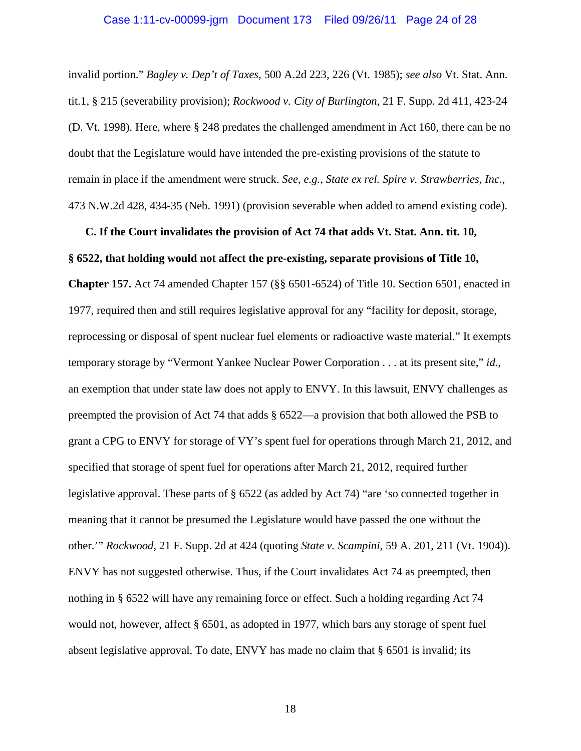invalid portion." *Bagley v. Dep't of Taxes*, 500 A.2d 223, 226 (Vt. 1985); *see also* Vt. Stat. Ann. tit.1, § 215 (severability provision); *Rockwood v. City of Burlington*, 21 F. Supp. 2d 411, 423-24 (D. Vt. 1998). Here, where § 248 predates the challenged amendment in Act 160, there can be no doubt that the Legislature would have intended the pre-existing provisions of the statute to remain in place if the amendment were struck. *See, e.g.*, *State ex rel. Spire v. Strawberries, Inc.*, 473 N.W.2d 428, 434-35 (Neb. 1991) (provision severable when added to amend existing code).

**C. If the Court invalidates the provision of Act 74 that adds Vt. Stat. Ann. tit. 10, § 6522, that holding would not affect the pre-existing, separate provisions of Title 10, Chapter 157.** Act 74 amended Chapter 157 (§§ 6501-6524) of Title 10. Section 6501, enacted in 1977, required then and still requires legislative approval for any "facility for deposit, storage, reprocessing or disposal of spent nuclear fuel elements or radioactive waste material." It exempts temporary storage by "Vermont Yankee Nuclear Power Corporation . . . at its present site," *id.*, an exemption that under state law does not apply to ENVY. In this lawsuit, ENVY challenges as preempted the provision of Act 74 that adds § 6522—a provision that both allowed the PSB to grant a CPG to ENVY for storage of VY's spent fuel for operations through March 21, 2012, and specified that storage of spent fuel for operations after March 21, 2012, required further legislative approval. These parts of § 6522 (as added by Act 74) "are 'so connected together in meaning that it cannot be presumed the Legislature would have passed the one without the other.'" *Rockwood*, 21 F. Supp. 2d at 424 (quoting *State v. Scampini*, 59 A. 201, 211 (Vt. 1904)). ENVY has not suggested otherwise. Thus, if the Court invalidates Act 74 as preempted, then nothing in § 6522 will have any remaining force or effect. Such a holding regarding Act 74 would not, however, affect § 6501, as adopted in 1977, which bars any storage of spent fuel absent legislative approval. To date, ENVY has made no claim that § 6501 is invalid; its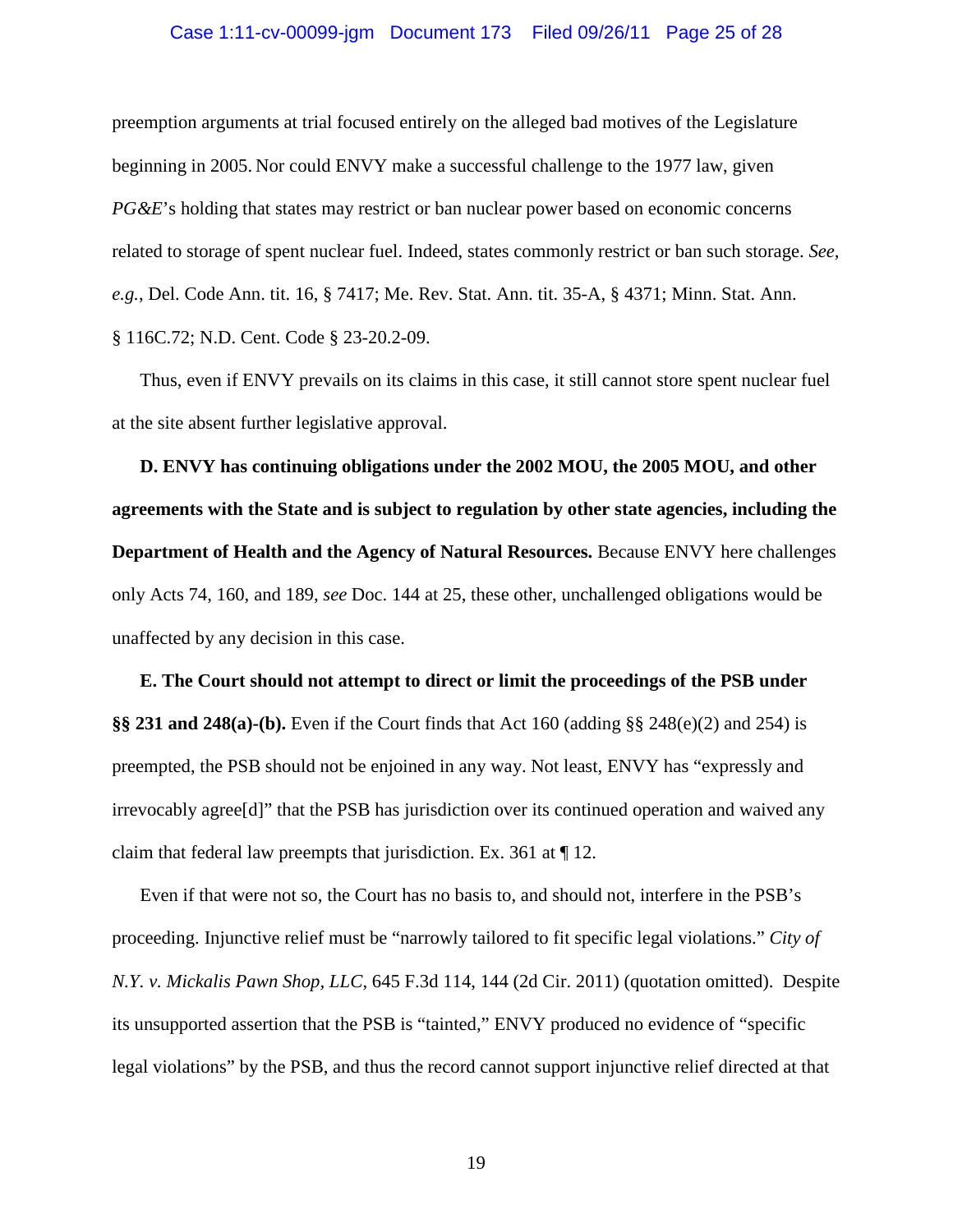preemption arguments at trial focused entirely on the alleged bad motives of the Legislature beginning in 2005. Nor could ENVY make a successful challenge to the 1977 law, given *PG&E*'s holding that states may restrict or ban nuclear power based on economic concerns related to storage of spent nuclear fuel. Indeed, states commonly restrict or ban such storage. *See, e.g.*, Del. Code Ann. tit. 16, § 7417; Me. Rev. Stat. Ann. tit. 35-A, § 4371; Minn. Stat. Ann. § 116C.72; N.D. Cent. Code § 23-20.2-09.

Thus, even if ENVY prevails on its claims in this case, it still cannot store spent nuclear fuel at the site absent further legislative approval.

**D. ENVY has continuing obligations under the 2002 MOU, the 2005 MOU, and other agreements with the State and is subject to regulation by other state agencies, including the Department of Health and the Agency of Natural Resources.** Because ENVY here challenges only Acts 74, 160, and 189, *see* Doc. 144 at 25, these other, unchallenged obligations would be unaffected by any decision in this case.

**E. The Court should not attempt to direct or limit the proceedings of the PSB under §§ 231 and 248(a)-(b).** Even if the Court finds that Act 160 (adding §§ 248(e)(2) and 254) is preempted, the PSB should not be enjoined in any way. Not least, ENVY has "expressly and irrevocably agree[d]" that the PSB has jurisdiction over its continued operation and waived any claim that federal law preempts that jurisdiction. Ex. 361 at ¶ 12.

Even if that were not so, the Court has no basis to, and should not, interfere in the PSB's proceeding. Injunctive relief must be "narrowly tailored to fit specific legal violations." *City of N.Y. v. Mickalis Pawn Shop, LLC*, 645 F.3d 114, 144 (2d Cir. 2011) (quotation omitted). Despite its unsupported assertion that the PSB is "tainted," ENVY produced no evidence of "specific legal violations" by the PSB, and thus the record cannot support injunctive relief directed at that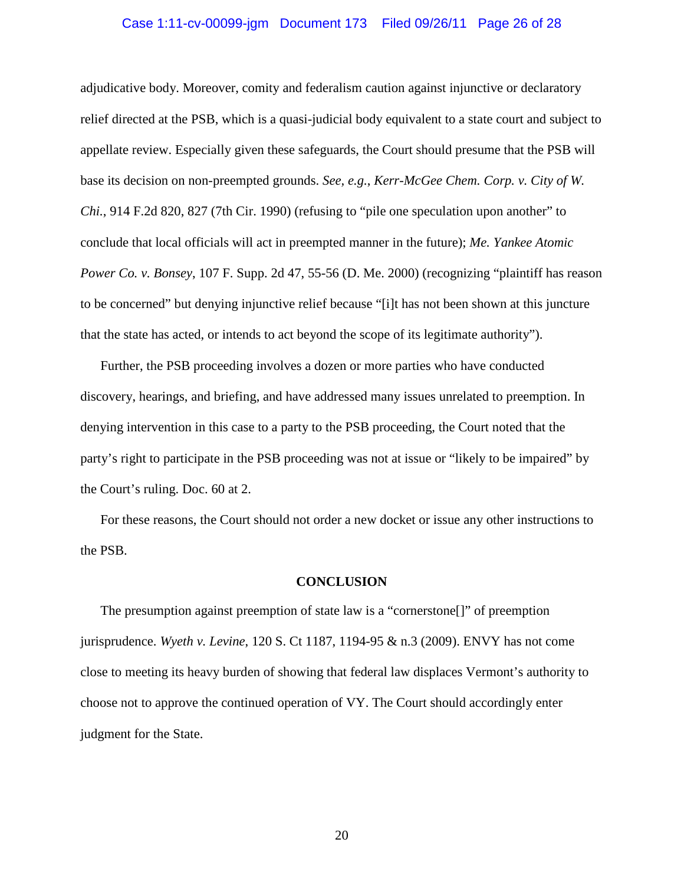adjudicative body. Moreover, comity and federalism caution against injunctive or declaratory relief directed at the PSB, which is a quasi-judicial body equivalent to a state court and subject to appellate review. Especially given these safeguards, the Court should presume that the PSB will base its decision on non-preempted grounds. *See, e.g.*, *Kerr-McGee Chem. Corp. v. City of W. Chi.*, 914 F.2d 820, 827 (7th Cir. 1990) (refusing to "pile one speculation upon another" to conclude that local officials will act in preempted manner in the future); *Me. Yankee Atomic Power Co. v. Bonsey*, 107 F. Supp. 2d 47, 55-56 (D. Me. 2000) (recognizing "plaintiff has reason to be concerned" but denying injunctive relief because "[i]t has not been shown at this juncture that the state has acted, or intends to act beyond the scope of its legitimate authority").

Further, the PSB proceeding involves a dozen or more parties who have conducted discovery, hearings, and briefing, and have addressed many issues unrelated to preemption. In denying intervention in this case to a party to the PSB proceeding, the Court noted that the party's right to participate in the PSB proceeding was not at issue or "likely to be impaired" by the Court's ruling. Doc. 60 at 2.

For these reasons, the Court should not order a new docket or issue any other instructions to the PSB.

## CONCLUSION

The presumption against preemption of state law is a "cornerstone[]" of preemption jurisprudence. *Wyeth v. Levine*, 120 S. Ct 1187, 1194-95 & n.3 (2009). ENVY has not come close to meeting its heavy burden of showing that federal law displaces Vermont's authority to choose not to approve the continued operation of VY. The Court should accordingly enter judgment for the State.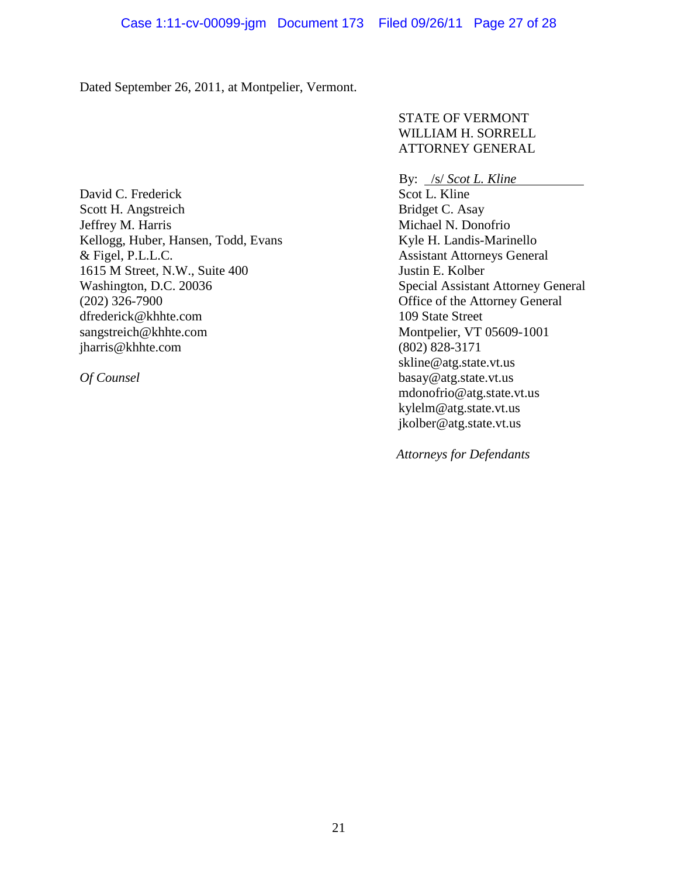Dated September 26, 2011, at Montpelier, Vermont.

STATE OF VERMONT
WILLIAM H. SORRELL
ATTORNEY GENERAL

By: /s/ *Scot L. Kline*
Scot L. Kline
Bridget C. Asay
Michael N. Donofrio
Kyle H. Landis-Marinello
Assistant Attorneys General
Justin E. Kolber
Special Assistant Attorney General
Office of the Attorney General
109 State Street
Montpelier, VT 05609-1001
(802) 828-3171
skline@atg.state.vt.us
basay@atg.state.vt.us
mdonofrio@atg.state.vt.us
kylelm@atg.state.vt.us
jkolber@atg.state.vt.us

*Attorneys for Defendants*

David C. Frederick
Scott H. Angstreich
Jeffrey M. Harris
Kellogg, Huber, Hansen, Todd, Evans
& Figel, P.L.L.C.
1615 M Street, N.W., Suite 400
Washington, D.C. 20036
(202) 326-7900
dfrederick@khhte.com
sangstreich@khhte.com
jharris@khhte.com

*Of Counsel*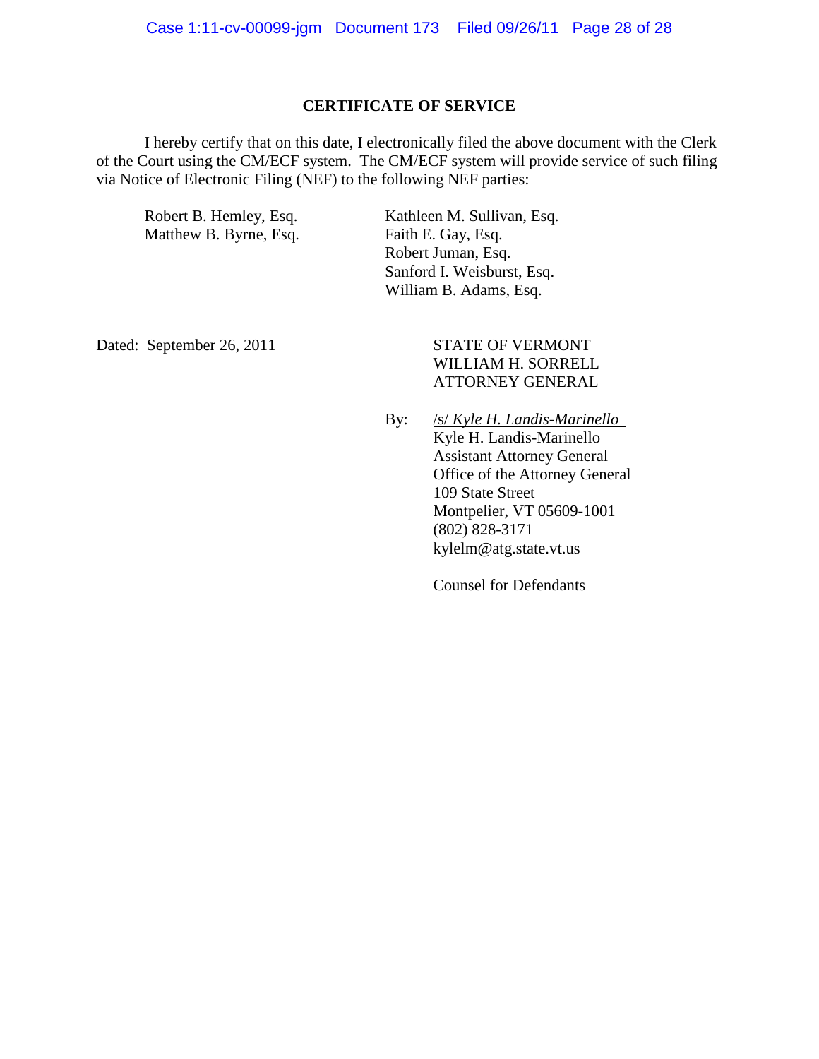**CERTIFICATE OF SERVICE**

I hereby certify that on this date, I electronically filed the above document with the Clerk of the Court using the CM/ECF system. The CM/ECF system will provide service of such filing via Notice of Electronic Filing (NEF) to the following NEF parties:

Robert B. Hemley, Esq.
Matthew B. Byrne, Esq.

Kathleen M. Sullivan, Esq.
Faith E. Gay, Esq.
Robert Juman, Esq.
Sanford I. Weisburst, Esq.
William B. Adams, Esq.

Dated: September 26, 2011

STATE OF VERMONT
WILLIAM H. SORRELL
ATTORNEY GENERAL

By: /s/ *Kyle H. Landis-Marinello*
Kyle H. Landis-Marinello
Assistant Attorney General
Office of the Attorney General
109 State Street
Montpelier, VT 05609-1001
(802) 828-3171
kylelm@atg.state.vt.us

Counsel for Defendants